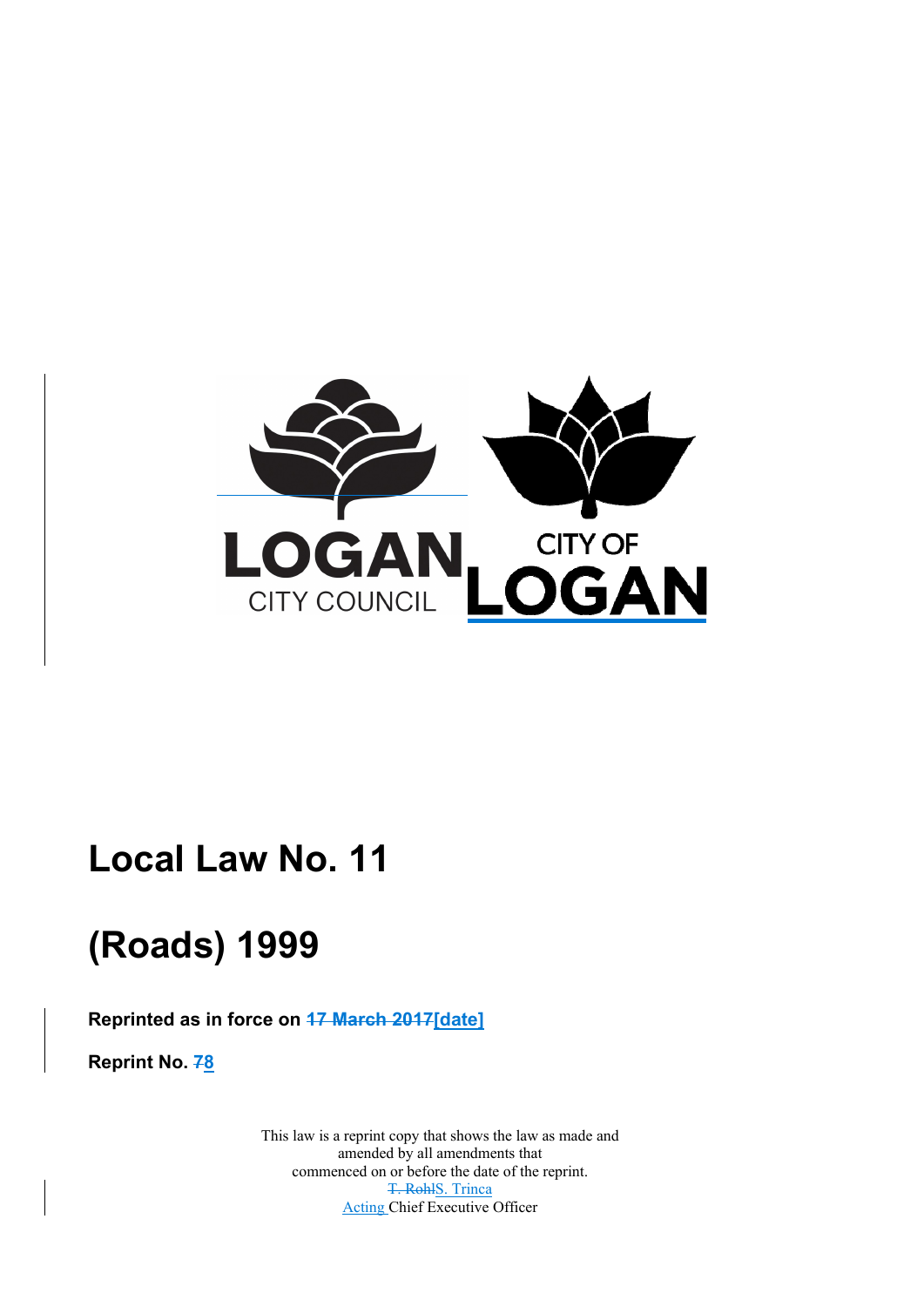LOGAN CITY COUNCIL

CITY OF LOGAN

# Local Law No. 11

# (Roads) 1999

**Reprinted as in force on ~~17 March 2017~~[date]**

**Reprint No. ~~7~~8**

This law is a reprint copy that shows the law as made and amended by all amendments that commenced on or before the date of the reprint.

~~T. Rohl~~S. Trinca

Acting Chief Executive Officer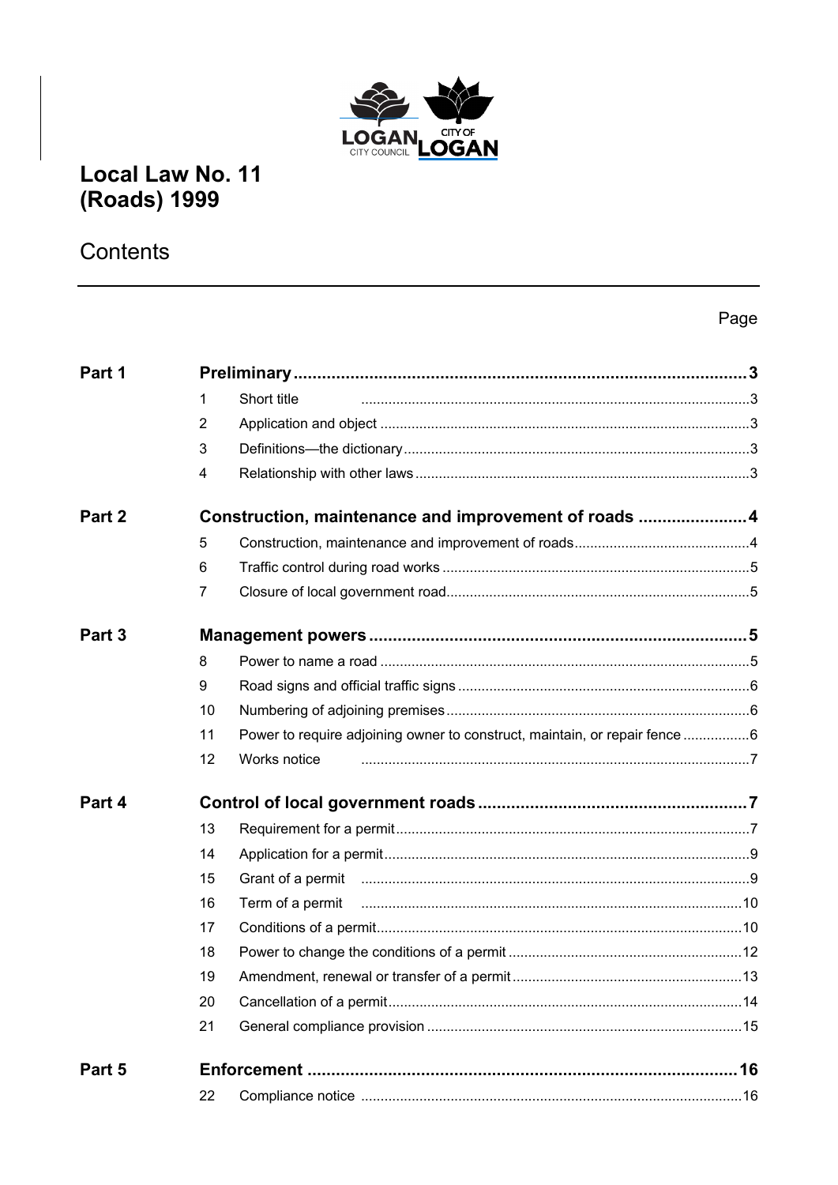# Local Law No. 11 (Roads) 1999

## Contents

| | | | Page |
|---|---|---|---|
| **Part 1** | **Preliminary** | | **3** |
| | 1 | Short title | 3 |
| | 2 | Application and object | 3 |
| | 3 | Definitions—the dictionary | 3 |
| | 4 | Relationship with other laws | 3 |
| **Part 2** | **Construction, maintenance and improvement of roads** | | **4** |
| | 5 | Construction, maintenance and improvement of roads | 4 |
| | 6 | Traffic control during road works | 5 |
| | 7 | Closure of local government road | 5 |
| **Part 3** | **Management powers** | | **5** |
| | 8 | Power to name a road | 5 |
| | 9 | Road signs and official traffic signs | 6 |
| | 10 | Numbering of adjoining premises | 6 |
| | 11 | Power to require adjoining owner to construct, maintain, or repair fence | 6 |
| | 12 | Works notice | 7 |
| **Part 4** | **Control of local government roads** | | **7** |
| | 13 | Requirement for a permit | 7 |
| | 14 | Application for a permit | 9 |
| | 15 | Grant of a permit | 9 |
| | 16 | Term of a permit | 10 |
| | 17 | Conditions of a permit | 10 |
| | 18 | Power to change the conditions of a permit | 12 |
| | 19 | Amendment, renewal or transfer of a permit | 13 |
| | 20 | Cancellation of a permit | 14 |
| | 21 | General compliance provision | 15 |
| **Part 5** | **Enforcement** | | **16** |
| | 22 | Compliance notice | 16 |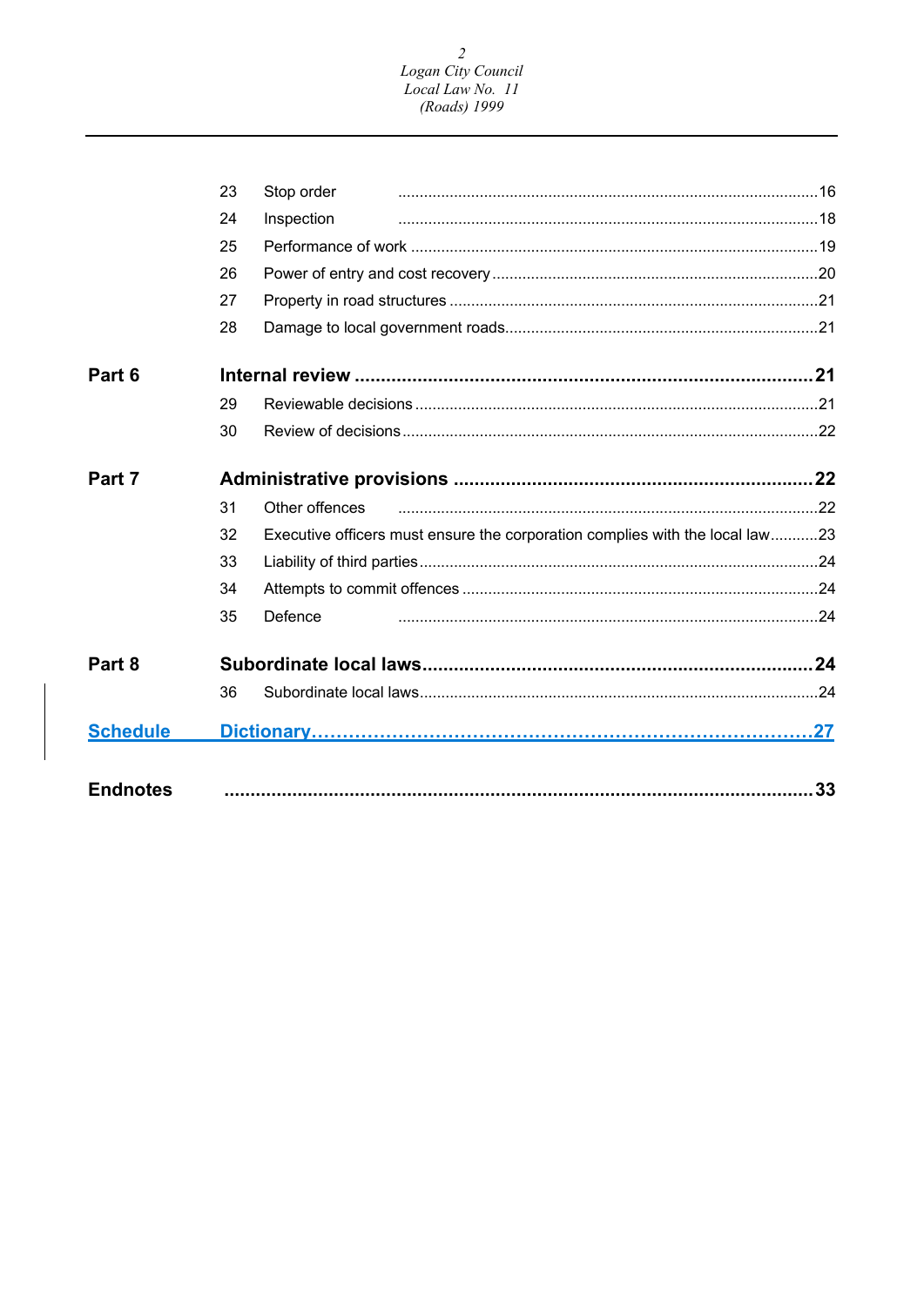| | | | |
|---|---|---|---|
| | 23 | Stop order | 16 |
| | 24 | Inspection | 18 |
| | 25 | Performance of work | 19 |
| | 26 | Power of entry and cost recovery | 20 |
| | 27 | Property in road structures | 21 |
| | 28 | Damage to local government roads | 21 |
| **Part 6** | **Internal review** | | **21** |
| | 29 | Reviewable decisions | 21 |
| | 30 | Review of decisions | 22 |
| **Part 7** | **Administrative provisions** | | **22** |
| | 31 | Other offences | 22 |
| | 32 | Executive officers must ensure the corporation complies with the local law | 23 |
| | 33 | Liability of third parties | 24 |
| | 34 | Attempts to commit offences | 24 |
| | 35 | Defence | 24 |
| **Part 8** | **Subordinate local laws** | | **24** |
| | 36 | Subordinate local laws | 24 |
| **Schedule** | **Dictionary** | | **27** |
| **Endnotes** | | | **33** |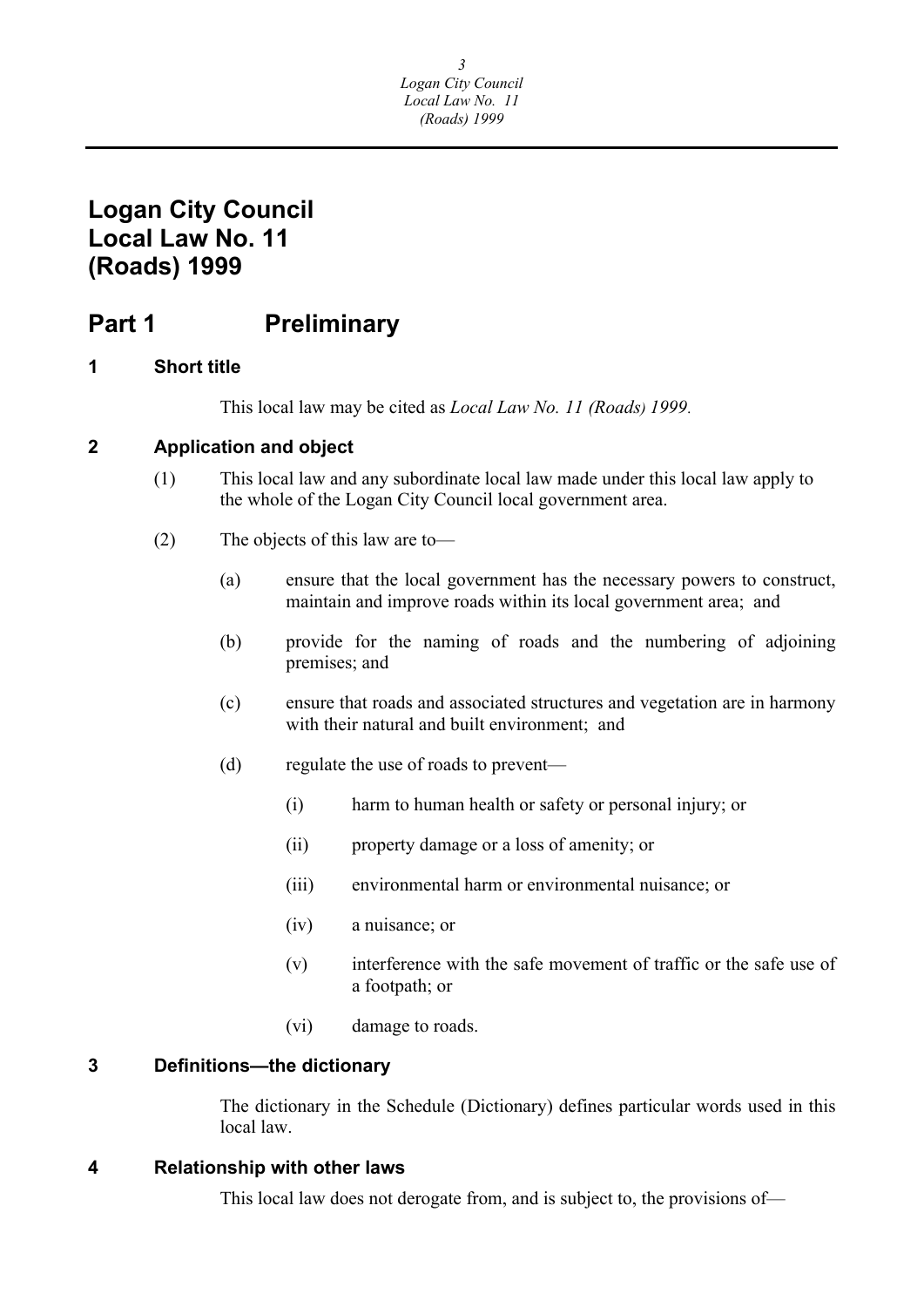# Logan City Council Local Law No. 11 (Roads) 1999

## Part 1 Preliminary

### 1 Short title

This local law may be cited as *Local Law No. 11 (Roads) 1999.*

### 2 Application and object

(1) This local law and any subordinate local law made under this local law apply to the whole of the Logan City Council local government area.

(2) The objects of this law are to—

(a) ensure that the local government has the necessary powers to construct, maintain and improve roads within its local government area; and

(b) provide for the naming of roads and the numbering of adjoining premises; and

(c) ensure that roads and associated structures and vegetation are in harmony with their natural and built environment; and

(d) regulate the use of roads to prevent—

(i) harm to human health or safety or personal injury; or

(ii) property damage or a loss of amenity; or

(iii) environmental harm or environmental nuisance; or

(iv) a nuisance; or

(v) interference with the safe movement of traffic or the safe use of a footpath; or

(vi) damage to roads.

### 3 Definitions—the dictionary

The dictionary in the Schedule (Dictionary) defines particular words used in this local law.

### 4 Relationship with other laws

This local law does not derogate from, and is subject to, the provisions of—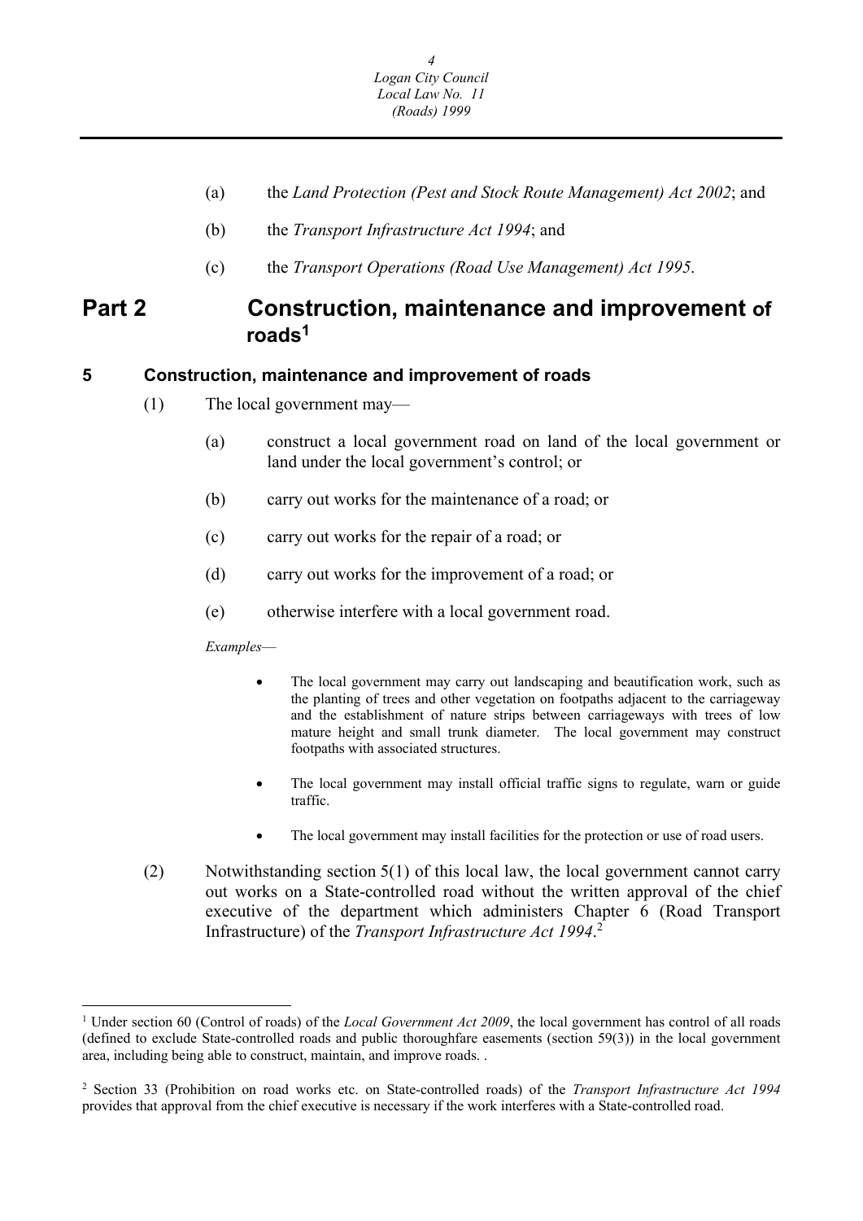(a) the *Land Protection (Pest and Stock Route Management) Act 2002*; and

(b) the *Transport Infrastructure Act 1994*; and

(c) the *Transport Operations (Road Use Management) Act 1995*.

# Part 2 Construction, maintenance and improvement of roads[1]

## 5 Construction, maintenance and improvement of roads

(1) The local government may—

(a) construct a local government road on land of the local government or land under the local government's control; or

(b) carry out works for the maintenance of a road; or

(c) carry out works for the repair of a road; or

(d) carry out works for the improvement of a road; or

(e) otherwise interfere with a local government road.

*Examples*—

- The local government may carry out landscaping and beautification work, such as the planting of trees and other vegetation on footpaths adjacent to the carriageway and the establishment of nature strips between carriageways with trees of low mature height and small trunk diameter. The local government may construct footpaths with associated structures.
- The local government may install official traffic signs to regulate, warn or guide traffic.
- The local government may install facilities for the protection or use of road users.

(2) Notwithstanding section 5(1) of this local law, the local government cannot carry out works on a State-controlled road without the written approval of the chief executive of the department which administers Chapter 6 (Road Transport Infrastructure) of the *Transport Infrastructure Act 1994*.[2]

---

[1] Under section 60 (Control of roads) of the *Local Government Act 2009*, the local government has control of all roads (defined to exclude State-controlled roads and public thoroughfare easements (section 59(3)) in the local government area, including being able to construct, maintain, and improve roads. .

[2] Section 33 (Prohibition on road works etc. on State-controlled roads) of the *Transport Infrastructure Act 1994* provides that approval from the chief executive is necessary if the work interferes with a State-controlled road.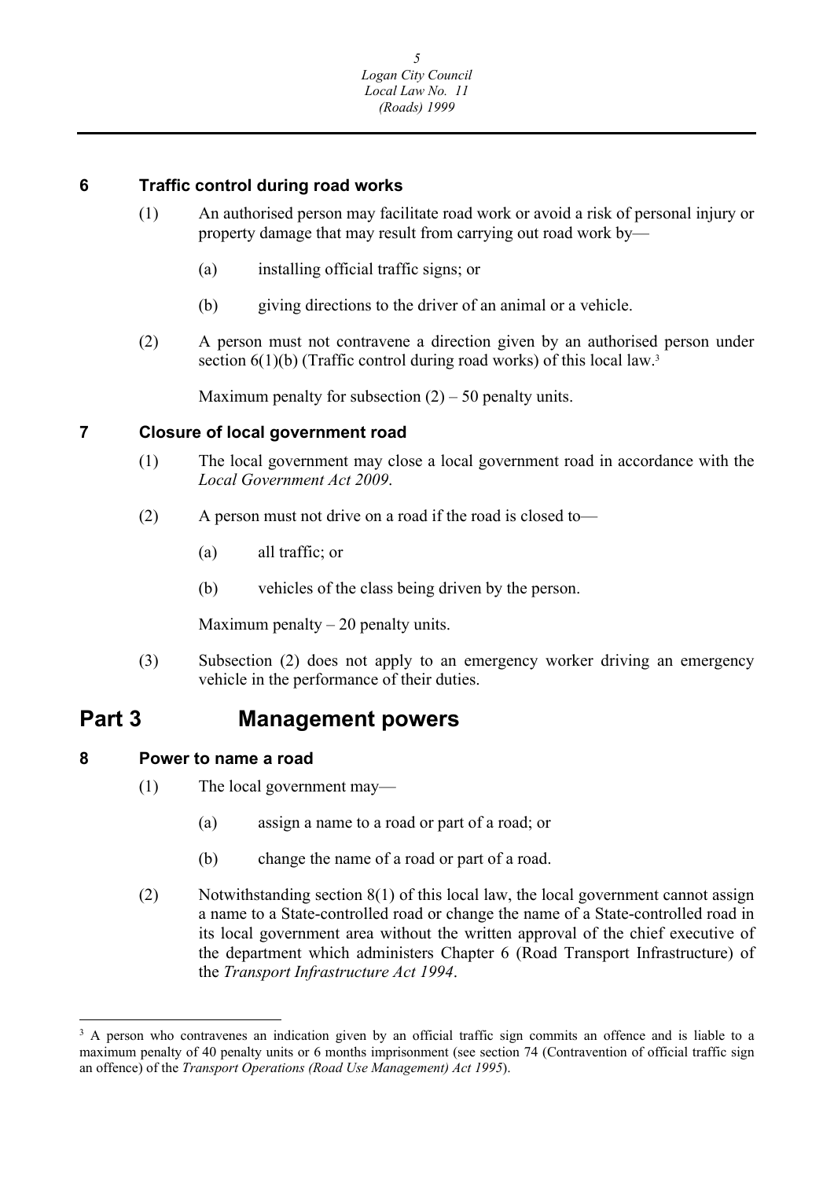### 6 Traffic control during road works

(1) An authorised person may facilitate road work or avoid a risk of personal injury or property damage that may result from carrying out road work by—

(a) installing official traffic signs; or

(b) giving directions to the driver of an animal or a vehicle.

(2) A person must not contravene a direction given by an authorised person under section 6(1)(b) (Traffic control during road works) of this local law.[3]

Maximum penalty for subsection (2) – 50 penalty units.

### 7 Closure of local government road

(1) The local government may close a local government road in accordance with the *Local Government Act 2009*.

(2) A person must not drive on a road if the road is closed to—

(a) all traffic; or

(b) vehicles of the class being driven by the person.

Maximum penalty – 20 penalty units.

(3) Subsection (2) does not apply to an emergency worker driving an emergency vehicle in the performance of their duties.

## Part 3 Management powers

### 8 Power to name a road

(1) The local government may—

(a) assign a name to a road or part of a road; or

(b) change the name of a road or part of a road.

(2) Notwithstanding section 8(1) of this local law, the local government cannot assign a name to a State-controlled road or change the name of a State-controlled road in its local government area without the written approval of the chief executive of the department which administers Chapter 6 (Road Transport Infrastructure) of the *Transport Infrastructure Act 1994*.

---

[3] A person who contravenes an indication given by an official traffic sign commits an offence and is liable to a maximum penalty of 40 penalty units or 6 months imprisonment (see section 74 (Contravention of official traffic sign an offence) of the *Transport Operations (Road Use Management) Act 1995*).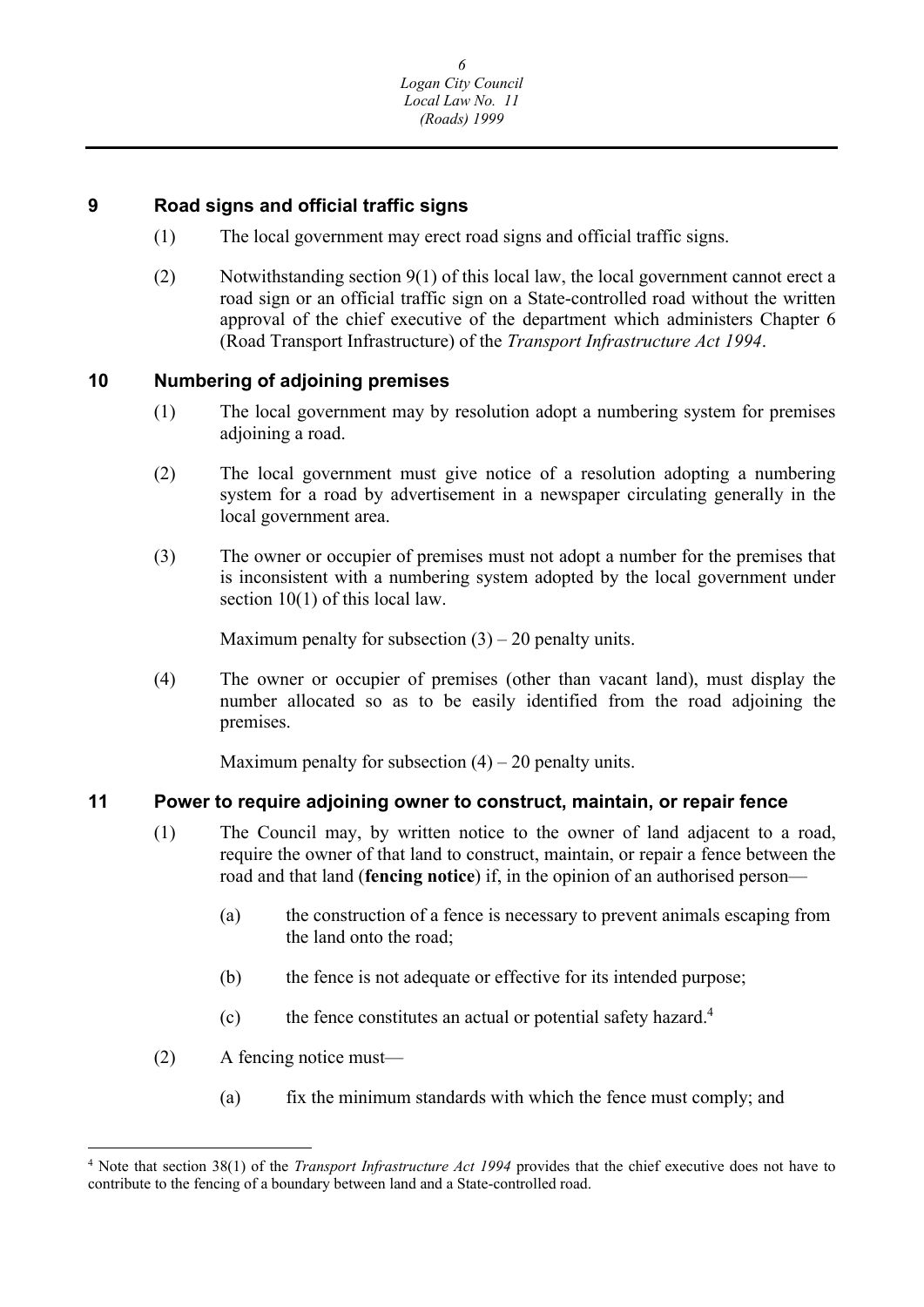## 9 Road signs and official traffic signs

(1) The local government may erect road signs and official traffic signs.

(2) Notwithstanding section 9(1) of this local law, the local government cannot erect a road sign or an official traffic sign on a State-controlled road without the written approval of the chief executive of the department which administers Chapter 6 (Road Transport Infrastructure) of the *Transport Infrastructure Act 1994*.

## 10 Numbering of adjoining premises

(1) The local government may by resolution adopt a numbering system for premises adjoining a road.

(2) The local government must give notice of a resolution adopting a numbering system for a road by advertisement in a newspaper circulating generally in the local government area.

(3) The owner or occupier of premises must not adopt a number for the premises that is inconsistent with a numbering system adopted by the local government under section 10(1) of this local law.

Maximum penalty for subsection (3) – 20 penalty units.

(4) The owner or occupier of premises (other than vacant land), must display the number allocated so as to be easily identified from the road adjoining the premises.

Maximum penalty for subsection (4) – 20 penalty units.

## 11 Power to require adjoining owner to construct, maintain, or repair fence

(1) The Council may, by written notice to the owner of land adjacent to a road, require the owner of that land to construct, maintain, or repair a fence between the road and that land (**fencing notice**) if, in the opinion of an authorised person—

(a) the construction of a fence is necessary to prevent animals escaping from the land onto the road;

(b) the fence is not adequate or effective for its intended purpose;

(c) the fence constitutes an actual or potential safety hazard.[4]

(2) A fencing notice must—

(a) fix the minimum standards with which the fence must comply; and

---

[4] Note that section 38(1) of the *Transport Infrastructure Act 1994* provides that the chief executive does not have to contribute to the fencing of a boundary between land and a State-controlled road.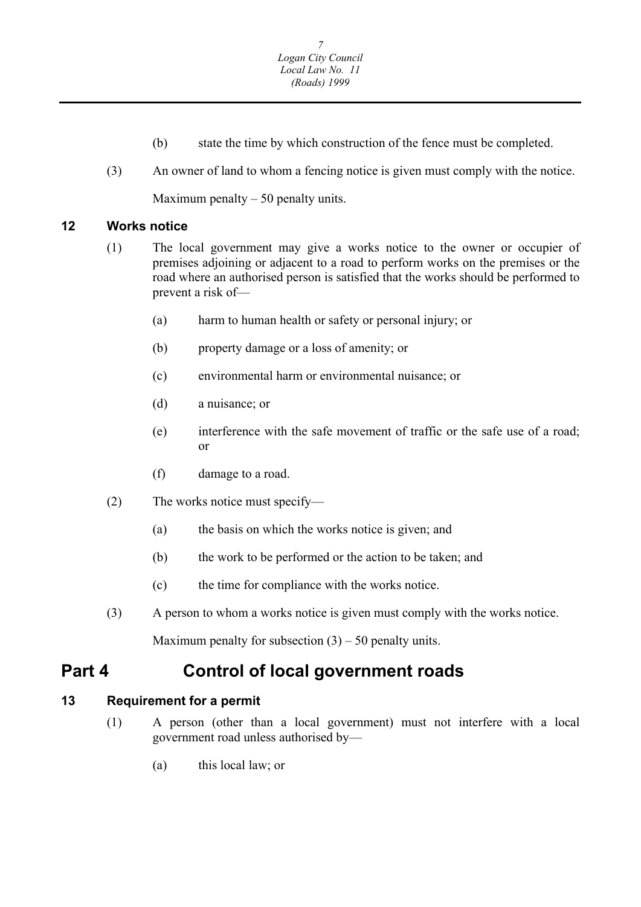(b) state the time by which construction of the fence must be completed.

(3) An owner of land to whom a fencing notice is given must comply with the notice.

Maximum penalty – 50 penalty units.

### 12 Works notice

(1) The local government may give a works notice to the owner or occupier of premises adjoining or adjacent to a road to perform works on the premises or the road where an authorised person is satisfied that the works should be performed to prevent a risk of—

(a) harm to human health or safety or personal injury; or

(b) property damage or a loss of amenity; or

(c) environmental harm or environmental nuisance; or

(d) a nuisance; or

(e) interference with the safe movement of traffic or the safe use of a road; or

(f) damage to a road.

(2) The works notice must specify—

(a) the basis on which the works notice is given; and

(b) the work to be performed or the action to be taken; and

(c) the time for compliance with the works notice.

(3) A person to whom a works notice is given must comply with the works notice.

Maximum penalty for subsection (3) – 50 penalty units.

## Part 4 Control of local government roads

### 13 Requirement for a permit

(1) A person (other than a local government) must not interfere with a local government road unless authorised by—

(a) this local law; or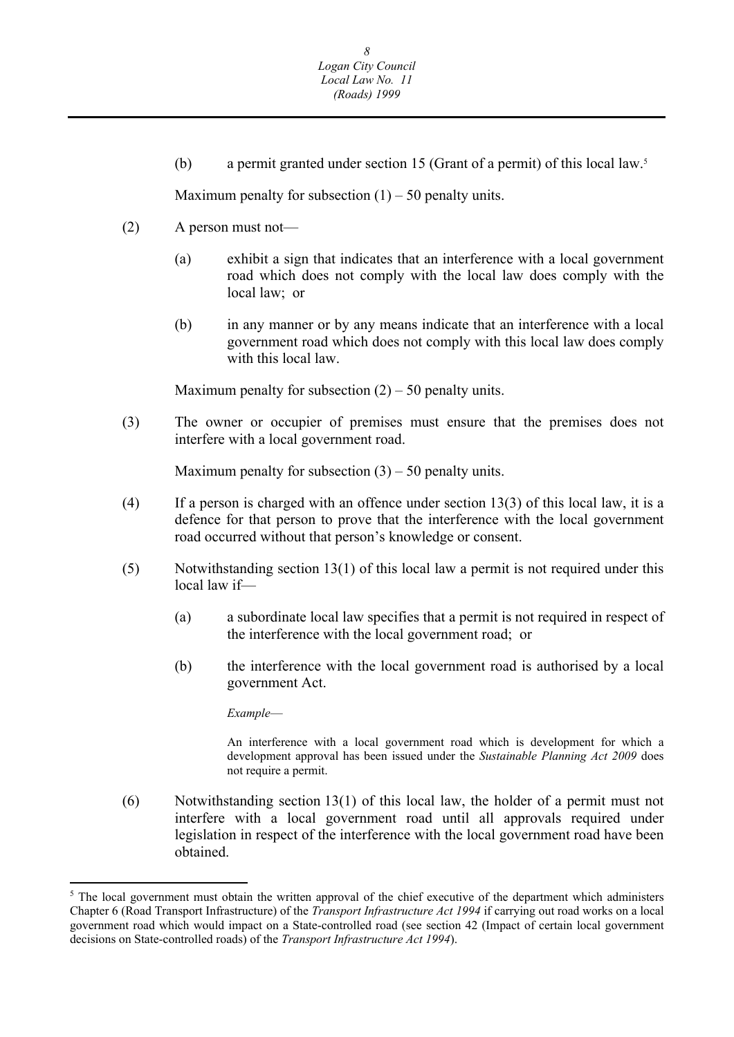(b) a permit granted under section 15 (Grant of a permit) of this local law.[5]

Maximum penalty for subsection (1) – 50 penalty units.

(2) A person must not—

(a) exhibit a sign that indicates that an interference with a local government road which does not comply with the local law does comply with the local law; or

(b) in any manner or by any means indicate that an interference with a local government road which does not comply with this local law does comply with this local law.

Maximum penalty for subsection (2) – 50 penalty units.

(3) The owner or occupier of premises must ensure that the premises does not interfere with a local government road.

Maximum penalty for subsection (3) – 50 penalty units.

(4) If a person is charged with an offence under section 13(3) of this local law, it is a defence for that person to prove that the interference with the local government road occurred without that person's knowledge or consent.

(5) Notwithstanding section 13(1) of this local law a permit is not required under this local law if—

(a) a subordinate local law specifies that a permit is not required in respect of the interference with the local government road; or

(b) the interference with the local government road is authorised by a local government Act.

*Example*—

An interference with a local government road which is development for which a development approval has been issued under the *Sustainable Planning Act 2009* does not require a permit.

(6) Notwithstanding section 13(1) of this local law, the holder of a permit must not interfere with a local government road until all approvals required under legislation in respect of the interference with the local government road have been obtained.

---

[5] The local government must obtain the written approval of the chief executive of the department which administers Chapter 6 (Road Transport Infrastructure) of the *Transport Infrastructure Act 1994* if carrying out road works on a local government road which would impact on a State-controlled road (see section 42 (Impact of certain local government decisions on State-controlled roads) of the *Transport Infrastructure Act 1994*).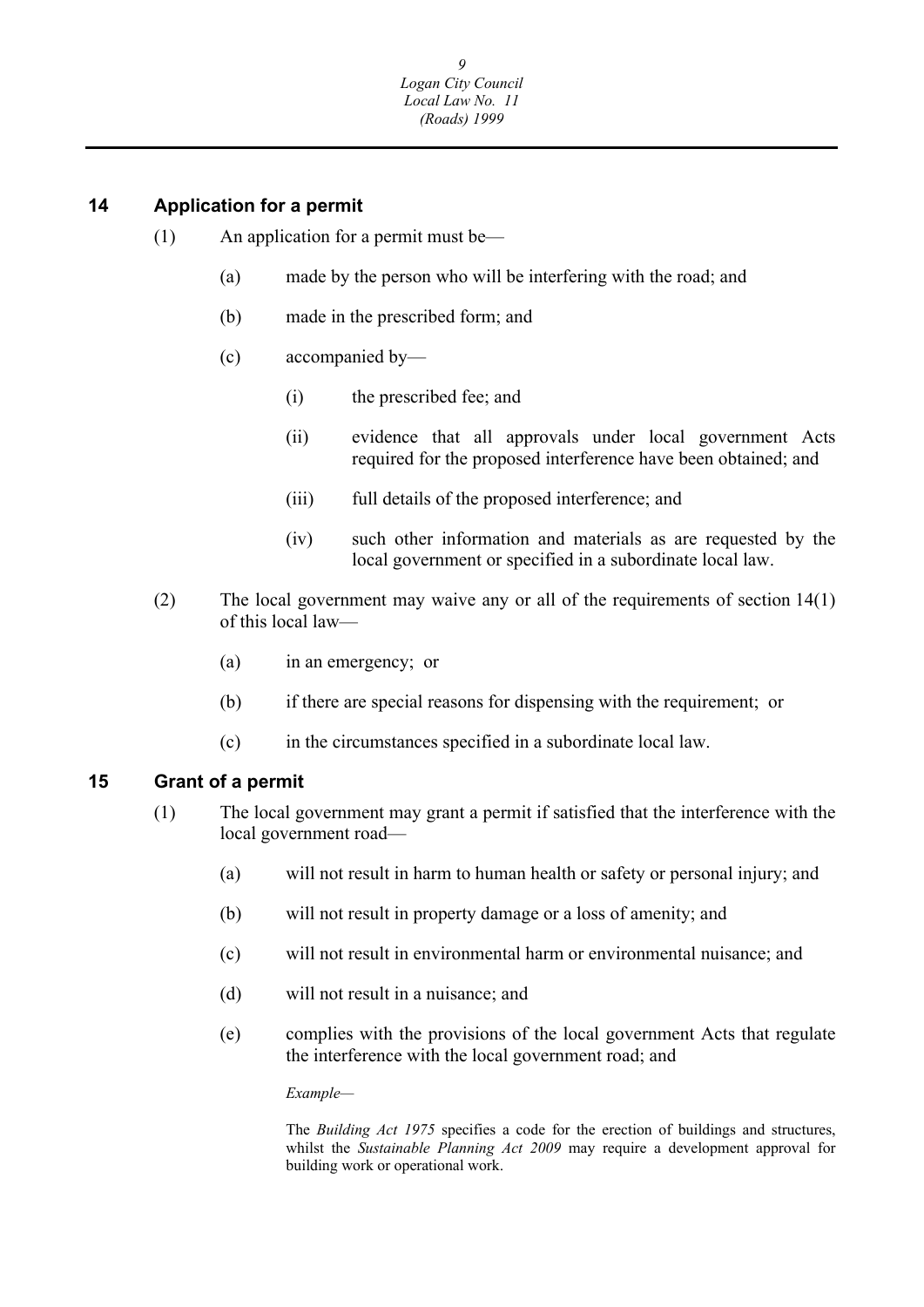## 14 Application for a permit

(1) An application for a permit must be—

(a) made by the person who will be interfering with the road; and

(b) made in the prescribed form; and

(c) accompanied by—

(i) the prescribed fee; and

(ii) evidence that all approvals under local government Acts required for the proposed interference have been obtained; and

(iii) full details of the proposed interference; and

(iv) such other information and materials as are requested by the local government or specified in a subordinate local law.

(2) The local government may waive any or all of the requirements of section 14(1) of this local law—

(a) in an emergency; or

(b) if there are special reasons for dispensing with the requirement; or

(c) in the circumstances specified in a subordinate local law.

## 15 Grant of a permit

(1) The local government may grant a permit if satisfied that the interference with the local government road—

(a) will not result in harm to human health or safety or personal injury; and

(b) will not result in property damage or a loss of amenity; and

(c) will not result in environmental harm or environmental nuisance; and

(d) will not result in a nuisance; and

(e) complies with the provisions of the local government Acts that regulate the interference with the local government road; and

*Example—*

The *Building Act 1975* specifies a code for the erection of buildings and structures, whilst the *Sustainable Planning Act 2009* may require a development approval for building work or operational work.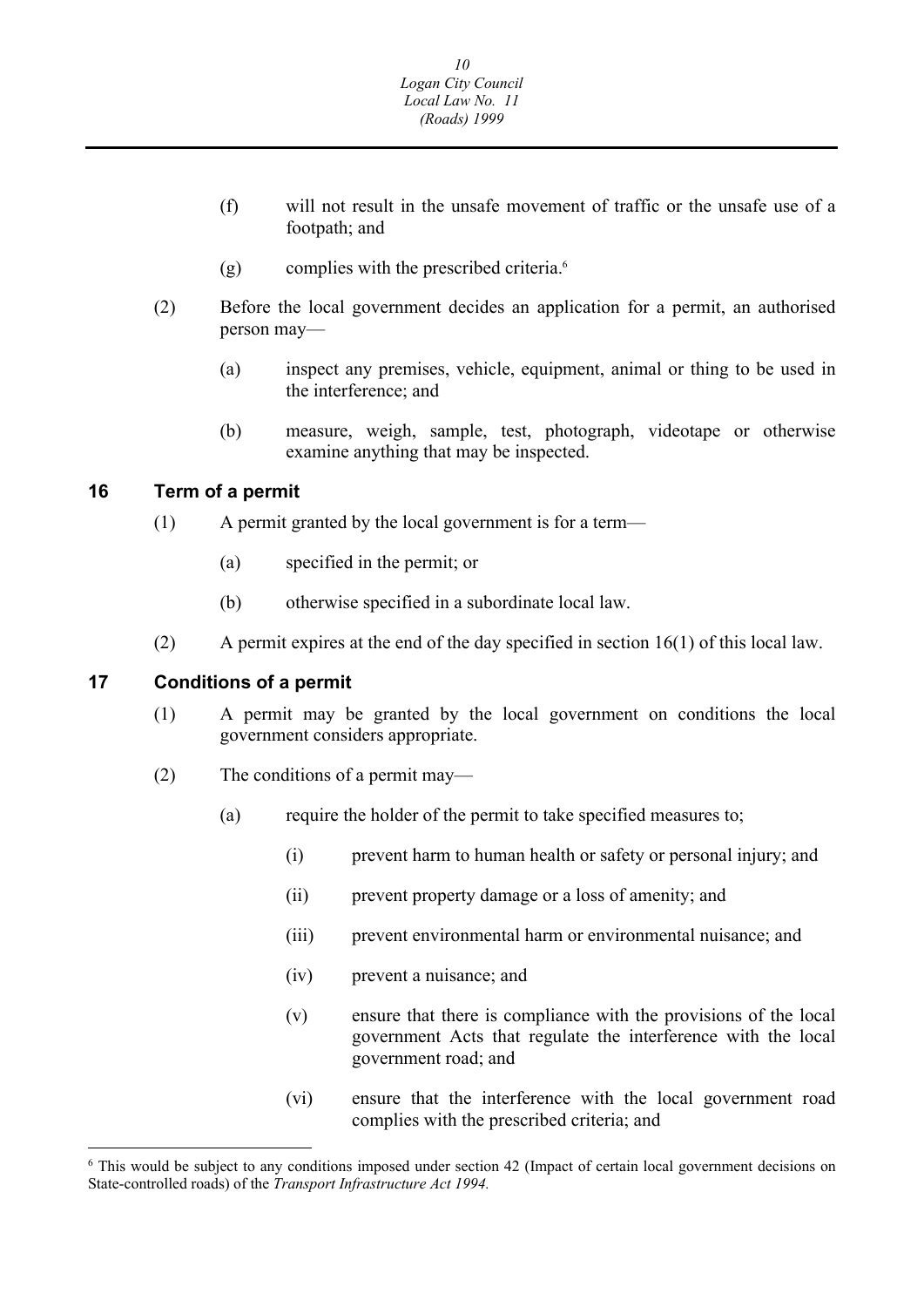(f) will not result in the unsafe movement of traffic or the unsafe use of a footpath; and

(g) complies with the prescribed criteria.[6]

(2) Before the local government decides an application for a permit, an authorised person may—

(a) inspect any premises, vehicle, equipment, animal or thing to be used in the interference; and

(b) measure, weigh, sample, test, photograph, videotape or otherwise examine anything that may be inspected.

## 16 Term of a permit

(1) A permit granted by the local government is for a term—

(a) specified in the permit; or

(b) otherwise specified in a subordinate local law.

(2) A permit expires at the end of the day specified in section 16(1) of this local law.

## 17 Conditions of a permit

(1) A permit may be granted by the local government on conditions the local government considers appropriate.

(2) The conditions of a permit may—

(a) require the holder of the permit to take specified measures to;

(i) prevent harm to human health or safety or personal injury; and

(ii) prevent property damage or a loss of amenity; and

(iii) prevent environmental harm or environmental nuisance; and

(iv) prevent a nuisance; and

(v) ensure that there is compliance with the provisions of the local government Acts that regulate the interference with the local government road; and

(vi) ensure that the interference with the local government road complies with the prescribed criteria; and

---

[6] This would be subject to any conditions imposed under section 42 (Impact of certain local government decisions on State-controlled roads) of the *Transport Infrastructure Act 1994.*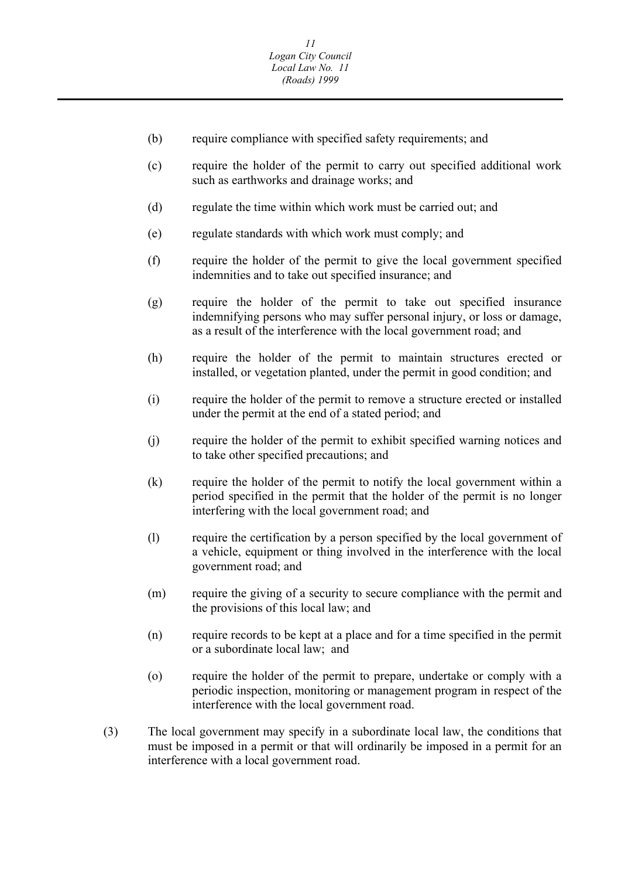(b) require compliance with specified safety requirements; and

(c) require the holder of the permit to carry out specified additional work such as earthworks and drainage works; and

(d) regulate the time within which work must be carried out; and

(e) regulate standards with which work must comply; and

(f) require the holder of the permit to give the local government specified indemnities and to take out specified insurance; and

(g) require the holder of the permit to take out specified insurance indemnifying persons who may suffer personal injury, or loss or damage, as a result of the interference with the local government road; and

(h) require the holder of the permit to maintain structures erected or installed, or vegetation planted, under the permit in good condition; and

(i) require the holder of the permit to remove a structure erected or installed under the permit at the end of a stated period; and

(j) require the holder of the permit to exhibit specified warning notices and to take other specified precautions; and

(k) require the holder of the permit to notify the local government within a period specified in the permit that the holder of the permit is no longer interfering with the local government road; and

(l) require the certification by a person specified by the local government of a vehicle, equipment or thing involved in the interference with the local government road; and

(m) require the giving of a security to secure compliance with the permit and the provisions of this local law; and

(n) require records to be kept at a place and for a time specified in the permit or a subordinate local law; and

(o) require the holder of the permit to prepare, undertake or comply with a periodic inspection, monitoring or management program in respect of the interference with the local government road.

(3) The local government may specify in a subordinate local law, the conditions that must be imposed in a permit or that will ordinarily be imposed in a permit for an interference with a local government road.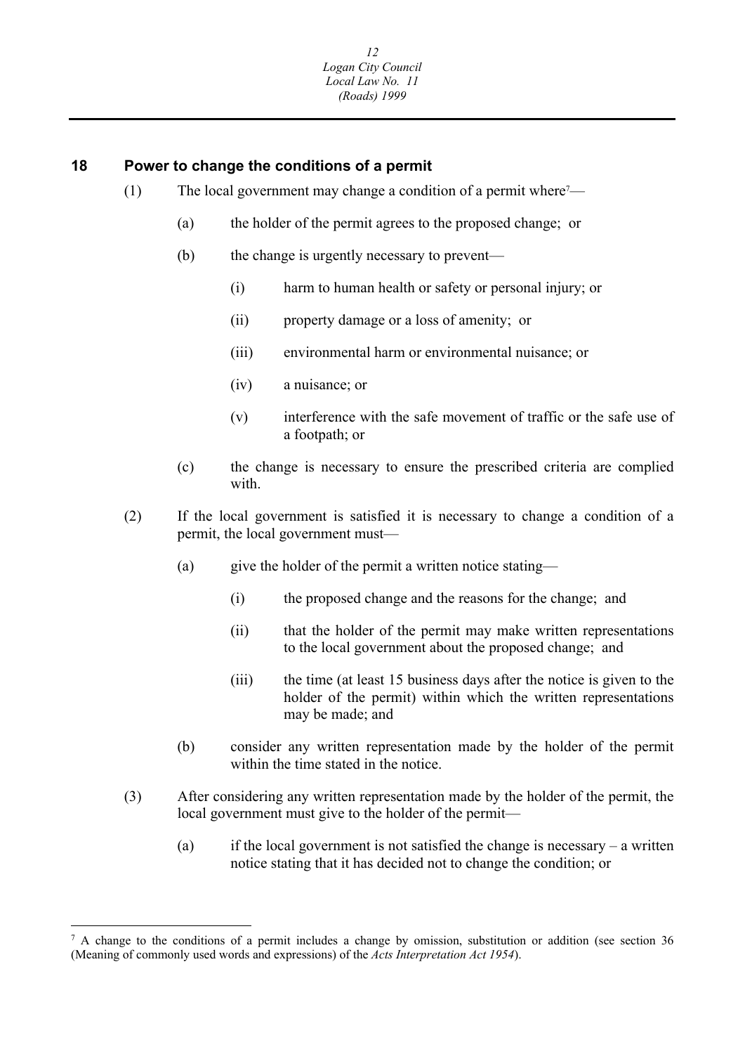## 18 Power to change the conditions of a permit

(1) The local government may change a condition of a permit where[7]—

(a) the holder of the permit agrees to the proposed change; or

(b) the change is urgently necessary to prevent—

(i) harm to human health or safety or personal injury; or

(ii) property damage or a loss of amenity; or

(iii) environmental harm or environmental nuisance; or

(iv) a nuisance; or

(v) interference with the safe movement of traffic or the safe use of a footpath; or

(c) the change is necessary to ensure the prescribed criteria are complied with.

(2) If the local government is satisfied it is necessary to change a condition of a permit, the local government must—

(a) give the holder of the permit a written notice stating—

(i) the proposed change and the reasons for the change; and

(ii) that the holder of the permit may make written representations to the local government about the proposed change; and

(iii) the time (at least 15 business days after the notice is given to the holder of the permit) within which the written representations may be made; and

(b) consider any written representation made by the holder of the permit within the time stated in the notice.

(3) After considering any written representation made by the holder of the permit, the local government must give to the holder of the permit—

(a) if the local government is not satisfied the change is necessary – a written notice stating that it has decided not to change the condition; or

---

[7] A change to the conditions of a permit includes a change by omission, substitution or addition (see section 36 (Meaning of commonly used words and expressions) of the *Acts Interpretation Act 1954*).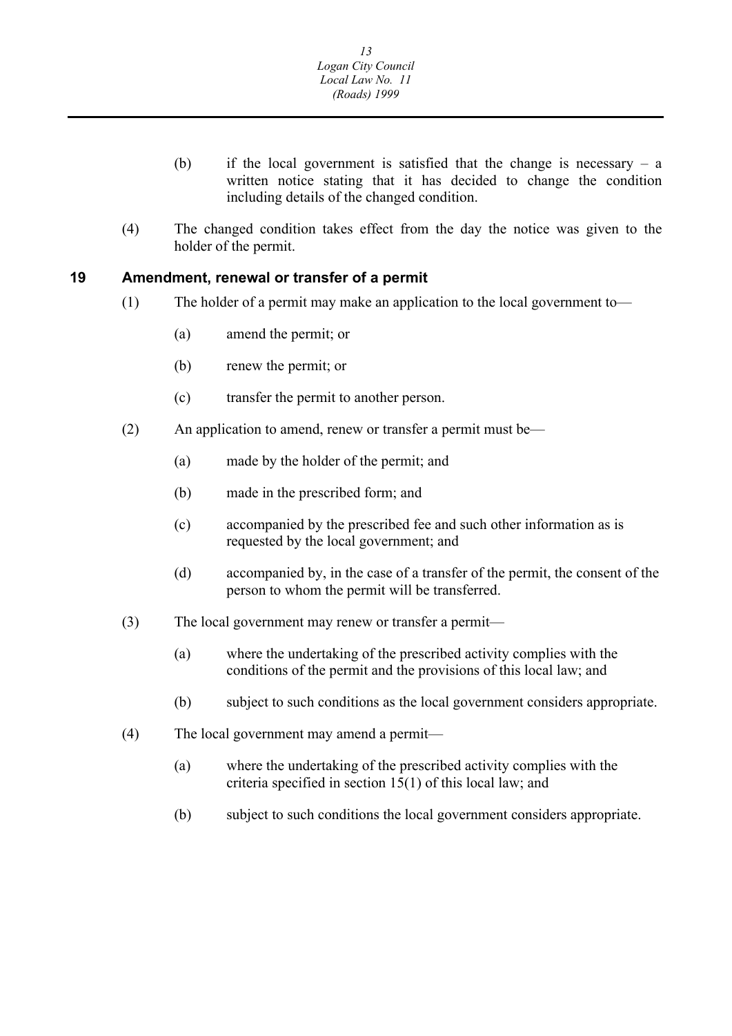(b) if the local government is satisfied that the change is necessary – a written notice stating that it has decided to change the condition including details of the changed condition.

(4) The changed condition takes effect from the day the notice was given to the holder of the permit.

## 19 Amendment, renewal or transfer of a permit

(1) The holder of a permit may make an application to the local government to—

(a) amend the permit; or

(b) renew the permit; or

(c) transfer the permit to another person.

(2) An application to amend, renew or transfer a permit must be—

(a) made by the holder of the permit; and

(b) made in the prescribed form; and

(c) accompanied by the prescribed fee and such other information as is requested by the local government; and

(d) accompanied by, in the case of a transfer of the permit, the consent of the person to whom the permit will be transferred.

(3) The local government may renew or transfer a permit—

(a) where the undertaking of the prescribed activity complies with the conditions of the permit and the provisions of this local law; and

(b) subject to such conditions as the local government considers appropriate.

(4) The local government may amend a permit—

(a) where the undertaking of the prescribed activity complies with the criteria specified in section 15(1) of this local law; and

(b) subject to such conditions the local government considers appropriate.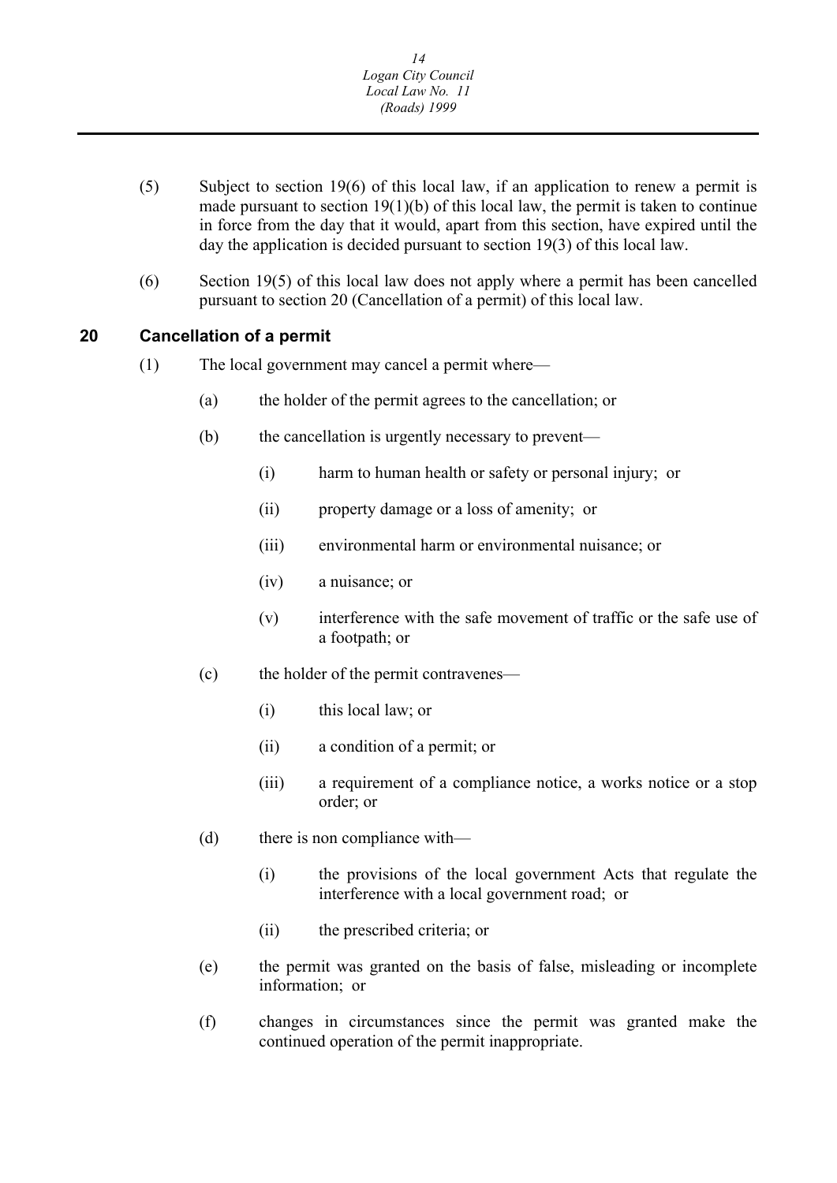(5) Subject to section 19(6) of this local law, if an application to renew a permit is made pursuant to section 19(1)(b) of this local law, the permit is taken to continue in force from the day that it would, apart from this section, have expired until the day the application is decided pursuant to section 19(3) of this local law.

(6) Section 19(5) of this local law does not apply where a permit has been cancelled pursuant to section 20 (Cancellation of a permit) of this local law.

## 20 Cancellation of a permit

(1) The local government may cancel a permit where—

- (a) the holder of the permit agrees to the cancellation; or
- (b) the cancellation is urgently necessary to prevent—
  - (i) harm to human health or safety or personal injury; or
  - (ii) property damage or a loss of amenity; or
  - (iii) environmental harm or environmental nuisance; or
  - (iv) a nuisance; or
  - (v) interference with the safe movement of traffic or the safe use of a footpath; or
- (c) the holder of the permit contravenes—
  - (i) this local law; or
  - (ii) a condition of a permit; or
  - (iii) a requirement of a compliance notice, a works notice or a stop order; or
- (d) there is non compliance with—
  - (i) the provisions of the local government Acts that regulate the interference with a local government road; or
  - (ii) the prescribed criteria; or
- (e) the permit was granted on the basis of false, misleading or incomplete information; or
- (f) changes in circumstances since the permit was granted make the continued operation of the permit inappropriate.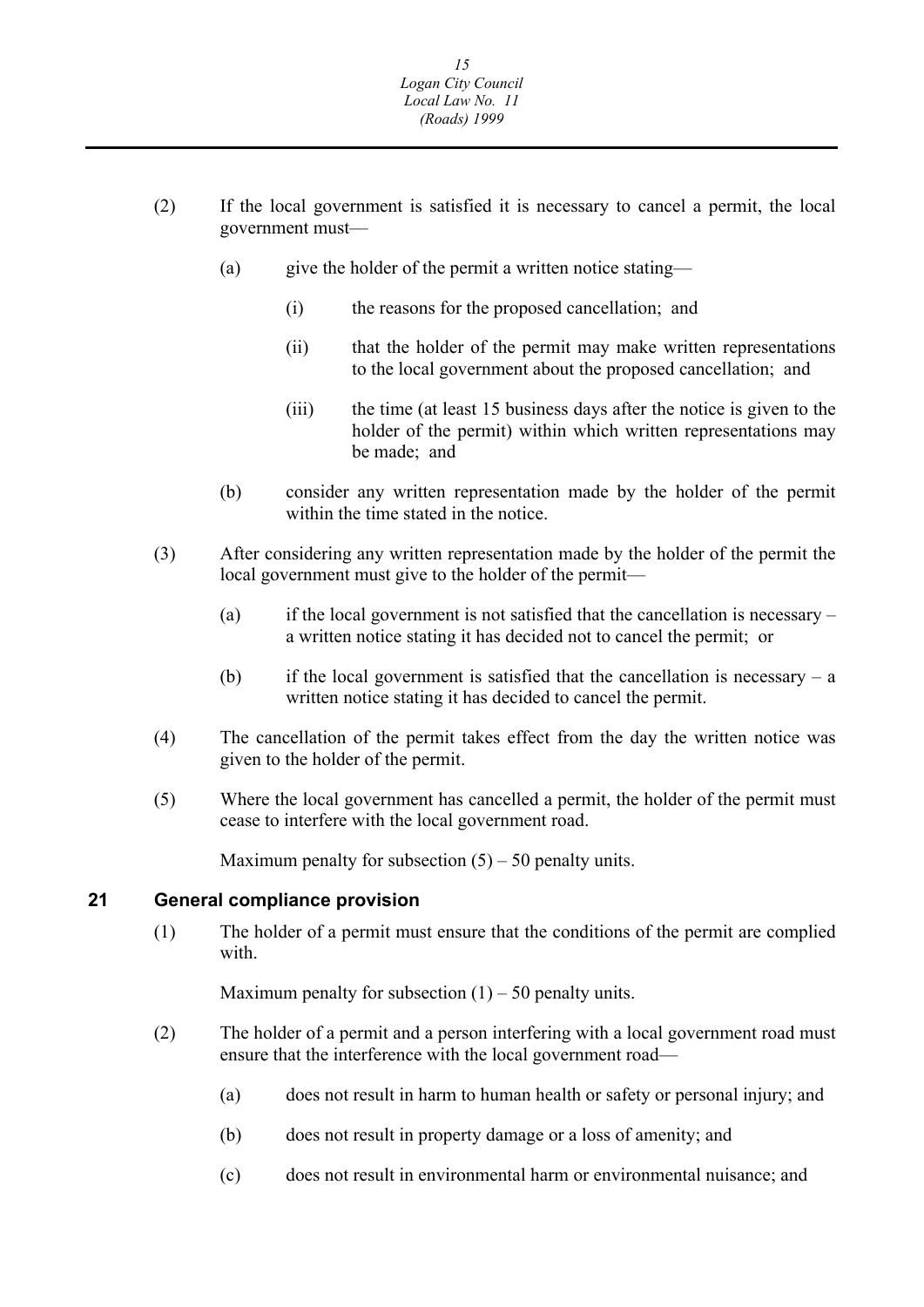(2) If the local government is satisfied it is necessary to cancel a permit, the local government must—

(a) give the holder of the permit a written notice stating—

(i) the reasons for the proposed cancellation; and

(ii) that the holder of the permit may make written representations to the local government about the proposed cancellation; and

(iii) the time (at least 15 business days after the notice is given to the holder of the permit) within which written representations may be made; and

(b) consider any written representation made by the holder of the permit within the time stated in the notice.

(3) After considering any written representation made by the holder of the permit the local government must give to the holder of the permit—

(a) if the local government is not satisfied that the cancellation is necessary – a written notice stating it has decided not to cancel the permit; or

(b) if the local government is satisfied that the cancellation is necessary – a written notice stating it has decided to cancel the permit.

(4) The cancellation of the permit takes effect from the day the written notice was given to the holder of the permit.

(5) Where the local government has cancelled a permit, the holder of the permit must cease to interfere with the local government road.

Maximum penalty for subsection (5) – 50 penalty units.

## 21 General compliance provision

(1) The holder of a permit must ensure that the conditions of the permit are complied with.

Maximum penalty for subsection (1) – 50 penalty units.

(2) The holder of a permit and a person interfering with a local government road must ensure that the interference with the local government road—

(a) does not result in harm to human health or safety or personal injury; and

(b) does not result in property damage or a loss of amenity; and

(c) does not result in environmental harm or environmental nuisance; and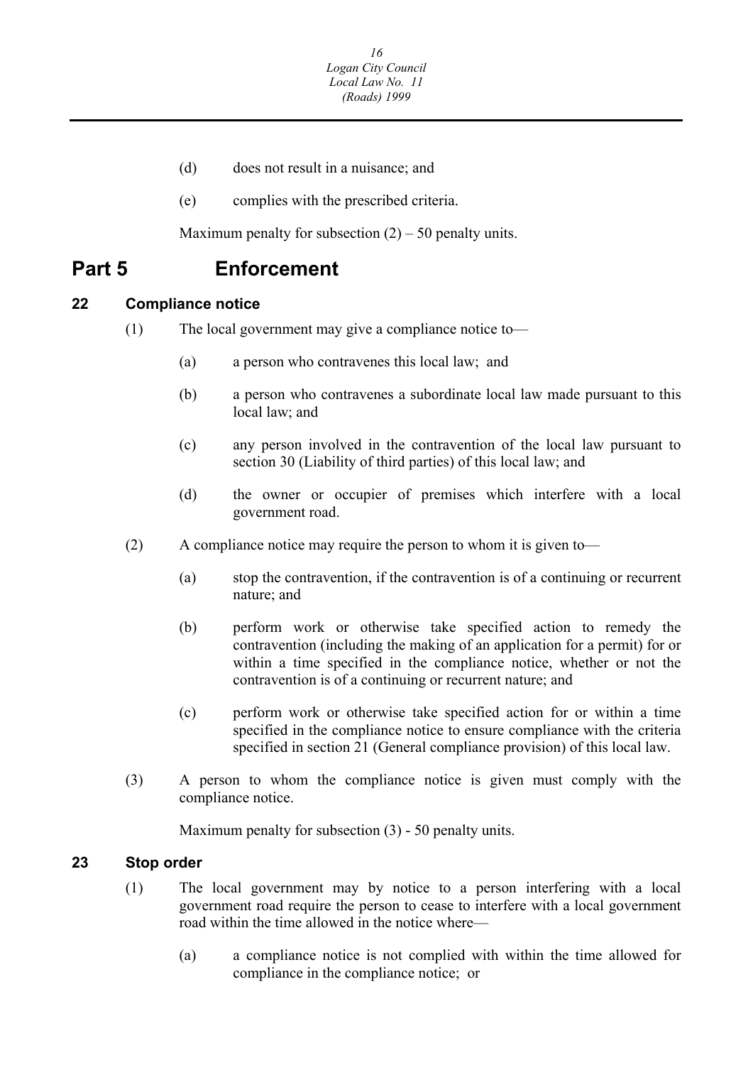(d) does not result in a nuisance; and

(e) complies with the prescribed criteria.

Maximum penalty for subsection (2) – 50 penalty units.

# Part 5 Enforcement

## 22 Compliance notice

(1) The local government may give a compliance notice to—

(a) a person who contravenes this local law; and

(b) a person who contravenes a subordinate local law made pursuant to this local law; and

(c) any person involved in the contravention of the local law pursuant to section 30 (Liability of third parties) of this local law; and

(d) the owner or occupier of premises which interfere with a local government road.

(2) A compliance notice may require the person to whom it is given to—

(a) stop the contravention, if the contravention is of a continuing or recurrent nature; and

(b) perform work or otherwise take specified action to remedy the contravention (including the making of an application for a permit) for or within a time specified in the compliance notice, whether or not the contravention is of a continuing or recurrent nature; and

(c) perform work or otherwise take specified action for or within a time specified in the compliance notice to ensure compliance with the criteria specified in section 21 (General compliance provision) of this local law.

(3) A person to whom the compliance notice is given must comply with the compliance notice.

Maximum penalty for subsection (3) - 50 penalty units.

## 23 Stop order

(1) The local government may by notice to a person interfering with a local government road require the person to cease to interfere with a local government road within the time allowed in the notice where—

(a) a compliance notice is not complied with within the time allowed for compliance in the compliance notice; or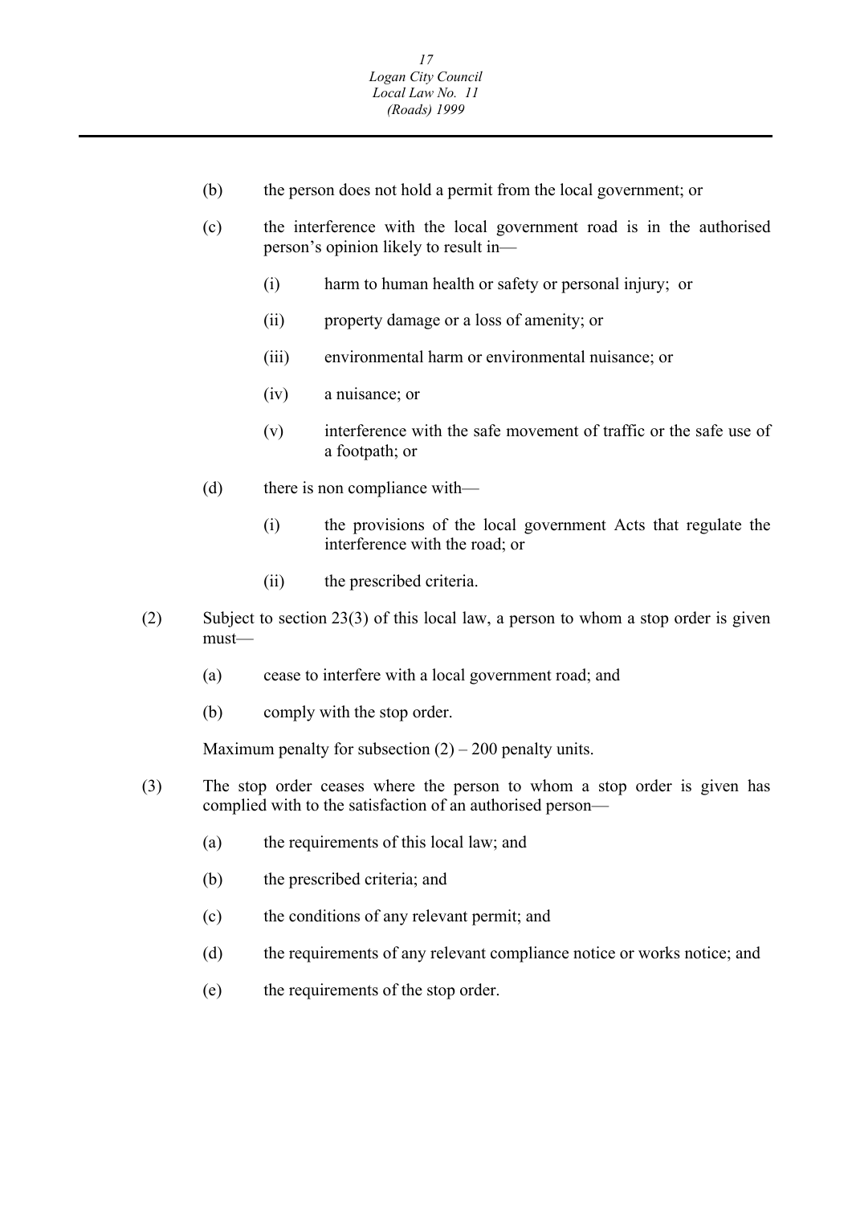(b) the person does not hold a permit from the local government; or

(c) the interference with the local government road is in the authorised person's opinion likely to result in—

  (i) harm to human health or safety or personal injury; or

  (ii) property damage or a loss of amenity; or

  (iii) environmental harm or environmental nuisance; or

  (iv) a nuisance; or

  (v) interference with the safe movement of traffic or the safe use of a footpath; or

(d) there is non compliance with—

  (i) the provisions of the local government Acts that regulate the interference with the road; or

  (ii) the prescribed criteria.

(2) Subject to section 23(3) of this local law, a person to whom a stop order is given must—

(a) cease to interfere with a local government road; and

(b) comply with the stop order.

Maximum penalty for subsection (2) – 200 penalty units.

(3) The stop order ceases where the person to whom a stop order is given has complied with to the satisfaction of an authorised person—

(a) the requirements of this local law; and

(b) the prescribed criteria; and

(c) the conditions of any relevant permit; and

(d) the requirements of any relevant compliance notice or works notice; and

(e) the requirements of the stop order.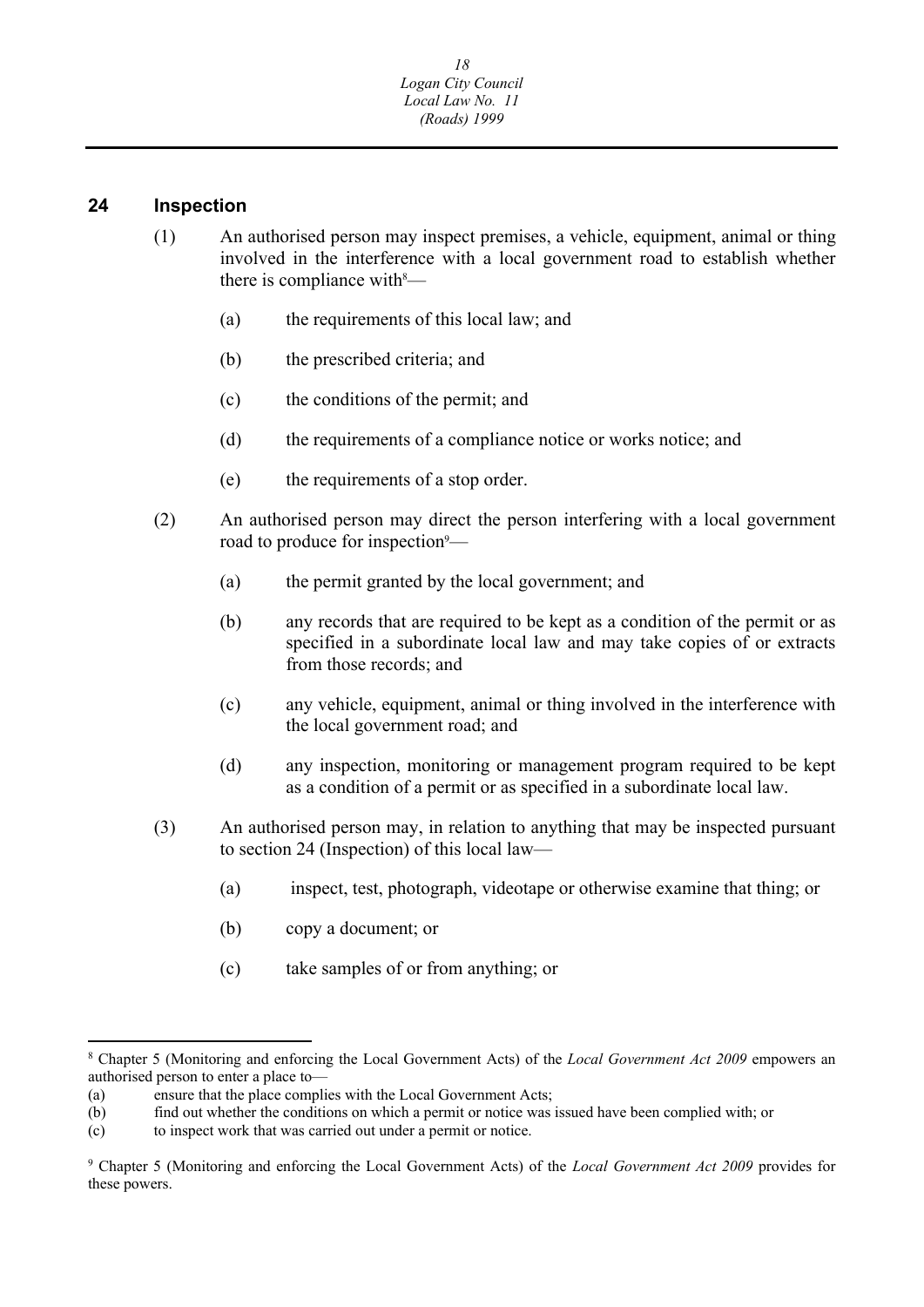## 24 Inspection

(1) An authorised person may inspect premises, a vehicle, equipment, animal or thing involved in the interference with a local government road to establish whether there is compliance with[8]—

  (a) the requirements of this local law; and

  (b) the prescribed criteria; and

  (c) the conditions of the permit; and

  (d) the requirements of a compliance notice or works notice; and

  (e) the requirements of a stop order.

(2) An authorised person may direct the person interfering with a local government road to produce for inspection[9]—

  (a) the permit granted by the local government; and

  (b) any records that are required to be kept as a condition of the permit or as specified in a subordinate local law and may take copies of or extracts from those records; and

  (c) any vehicle, equipment, animal or thing involved in the interference with the local government road; and

  (d) any inspection, monitoring or management program required to be kept as a condition of a permit or as specified in a subordinate local law.

(3) An authorised person may, in relation to anything that may be inspected pursuant to section 24 (Inspection) of this local law—

  (a) inspect, test, photograph, videotape or otherwise examine that thing; or

  (b) copy a document; or

  (c) take samples of or from anything; or

---

[8] Chapter 5 (Monitoring and enforcing the Local Government Acts) of the *Local Government Act 2009* empowers an authorised person to enter a place to—
(a) ensure that the place complies with the Local Government Acts;
(b) find out whether the conditions on which a permit or notice was issued have been complied with; or
(c) to inspect work that was carried out under a permit or notice.

[9] Chapter 5 (Monitoring and enforcing the Local Government Acts) of the *Local Government Act 2009* provides for these powers.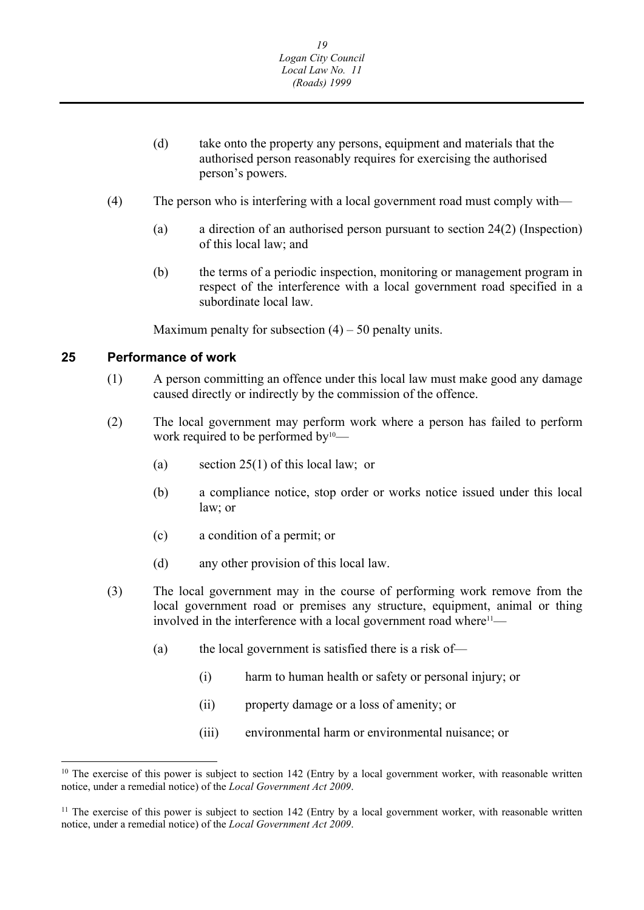(d) take onto the property any persons, equipment and materials that the authorised person reasonably requires for exercising the authorised person's powers.

(4) The person who is interfering with a local government road must comply with—

(a) a direction of an authorised person pursuant to section 24(2) (Inspection) of this local law; and

(b) the terms of a periodic inspection, monitoring or management program in respect of the interference with a local government road specified in a subordinate local law.

Maximum penalty for subsection (4) – 50 penalty units.

## 25 Performance of work

(1) A person committing an offence under this local law must make good any damage caused directly or indirectly by the commission of the offence.

(2) The local government may perform work where a person has failed to perform work required to be performed by[10]—

(a) section 25(1) of this local law; or

(b) a compliance notice, stop order or works notice issued under this local law; or

(c) a condition of a permit; or

(d) any other provision of this local law.

(3) The local government may in the course of performing work remove from the local government road or premises any structure, equipment, animal or thing involved in the interference with a local government road where[11]—

(a) the local government is satisfied there is a risk of—

(i) harm to human health or safety or personal injury; or

(ii) property damage or a loss of amenity; or

(iii) environmental harm or environmental nuisance; or

---

[10] The exercise of this power is subject to section 142 (Entry by a local government worker, with reasonable written notice, under a remedial notice) of the *Local Government Act 2009*.

[11] The exercise of this power is subject to section 142 (Entry by a local government worker, with reasonable written notice, under a remedial notice) of the *Local Government Act 2009*.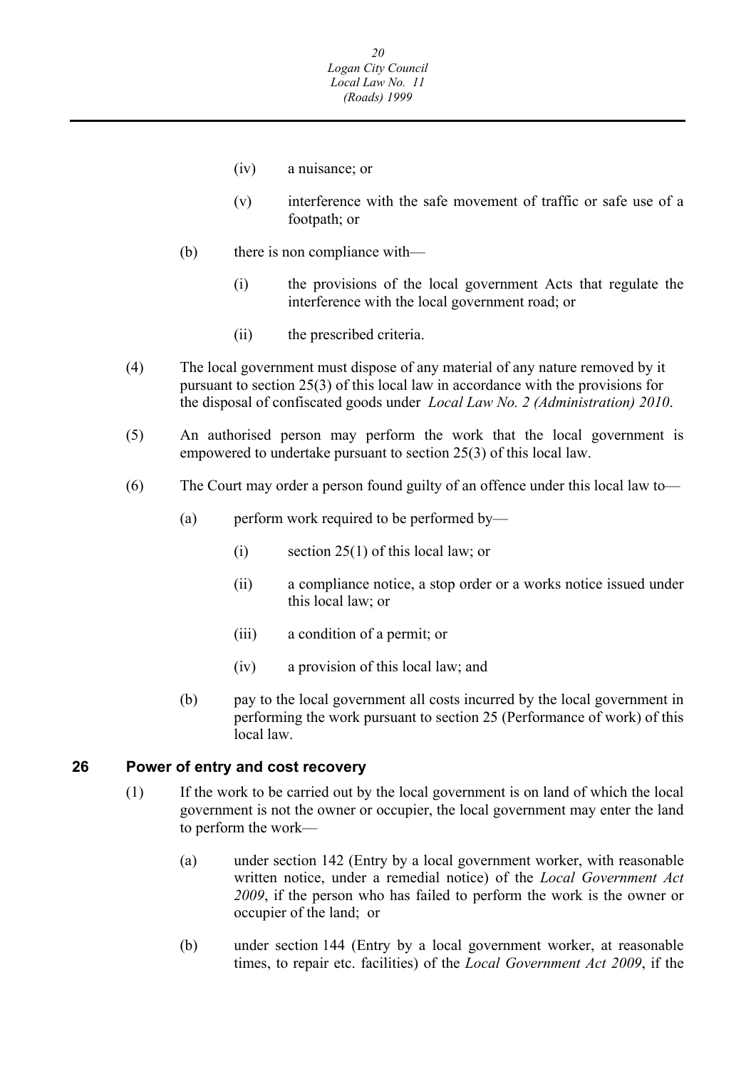(iv) a nuisance; or

(v) interference with the safe movement of traffic or safe use of a footpath; or

(b) there is non compliance with—

(i) the provisions of the local government Acts that regulate the interference with the local government road; or

(ii) the prescribed criteria.

(4) The local government must dispose of any material of any nature removed by it pursuant to section 25(3) of this local law in accordance with the provisions for the disposal of confiscated goods under *Local Law No. 2 (Administration) 2010*.

(5) An authorised person may perform the work that the local government is empowered to undertake pursuant to section 25(3) of this local law.

(6) The Court may order a person found guilty of an offence under this local law to—

(a) perform work required to be performed by—

(i) section 25(1) of this local law; or

(ii) a compliance notice, a stop order or a works notice issued under this local law; or

(iii) a condition of a permit; or

(iv) a provision of this local law; and

(b) pay to the local government all costs incurred by the local government in performing the work pursuant to section 25 (Performance of work) of this local law.

## 26 Power of entry and cost recovery

(1) If the work to be carried out by the local government is on land of which the local government is not the owner or occupier, the local government may enter the land to perform the work—

(a) under section 142 (Entry by a local government worker, with reasonable written notice, under a remedial notice) of the *Local Government Act 2009*, if the person who has failed to perform the work is the owner or occupier of the land; or

(b) under section 144 (Entry by a local government worker, at reasonable times, to repair etc. facilities) of the *Local Government Act 2009*, if the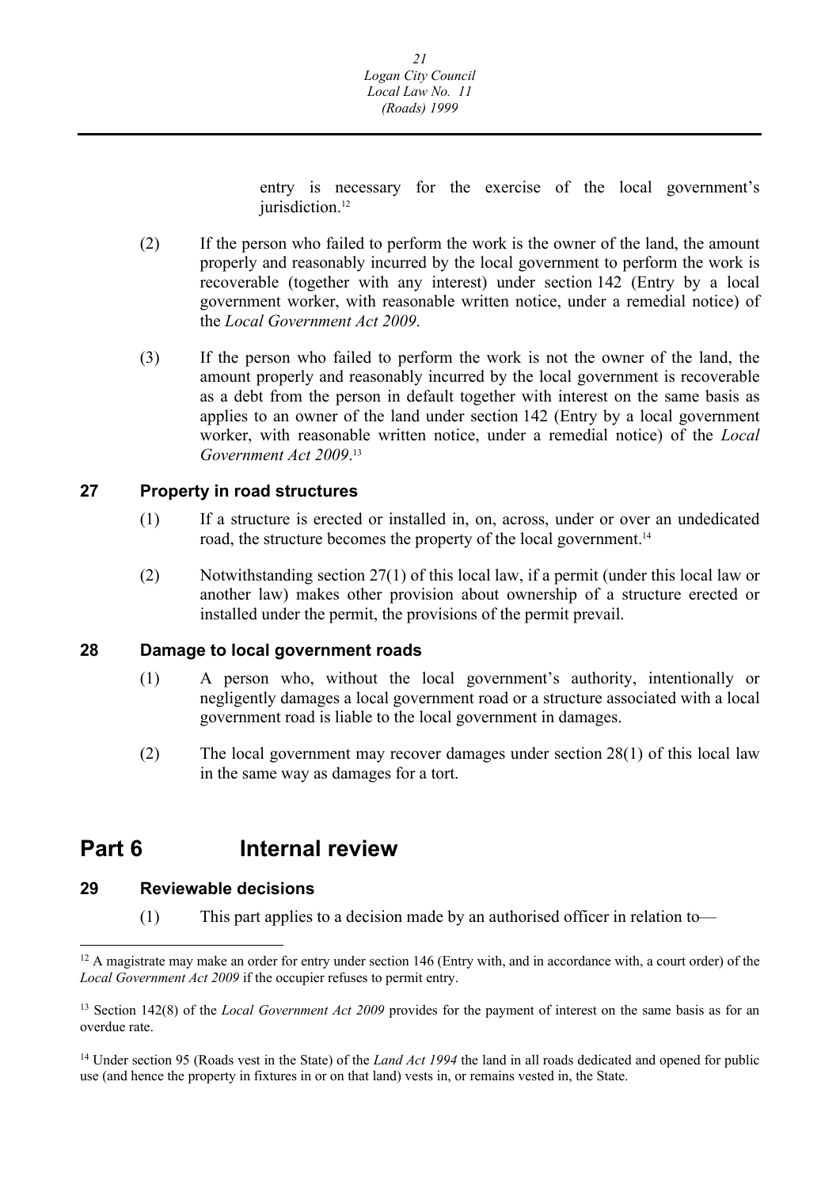entry is necessary for the exercise of the local government's jurisdiction.[12]

(2) If the person who failed to perform the work is the owner of the land, the amount properly and reasonably incurred by the local government to perform the work is recoverable (together with any interest) under section 142 (Entry by a local government worker, with reasonable written notice, under a remedial notice) of the *Local Government Act 2009*.

(3) If the person who failed to perform the work is not the owner of the land, the amount properly and reasonably incurred by the local government is recoverable as a debt from the person in default together with interest on the same basis as applies to an owner of the land under section 142 (Entry by a local government worker, with reasonable written notice, under a remedial notice) of the *Local Government Act 2009*.[13]

### 27 Property in road structures

(1) If a structure is erected or installed in, on, across, under or over an undedicated road, the structure becomes the property of the local government.[14]

(2) Notwithstanding section 27(1) of this local law, if a permit (under this local law or another law) makes other provision about ownership of a structure erected or installed under the permit, the provisions of the permit prevail.

### 28 Damage to local government roads

(1) A person who, without the local government's authority, intentionally or negligently damages a local government road or a structure associated with a local government road is liable to the local government in damages.

(2) The local government may recover damages under section 28(1) of this local law in the same way as damages for a tort.

## Part 6 Internal review

### 29 Reviewable decisions

(1) This part applies to a decision made by an authorised officer in relation to—

---

[12] A magistrate may make an order for entry under section 146 (Entry with, and in accordance with, a court order) of the *Local Government Act 2009* if the occupier refuses to permit entry.

[13] Section 142(8) of the *Local Government Act 2009* provides for the payment of interest on the same basis as for an overdue rate.

[14] Under section 95 (Roads vest in the State) of the *Land Act 1994* the land in all roads dedicated and opened for public use (and hence the property in fixtures in or on that land) vests in, or remains vested in, the State.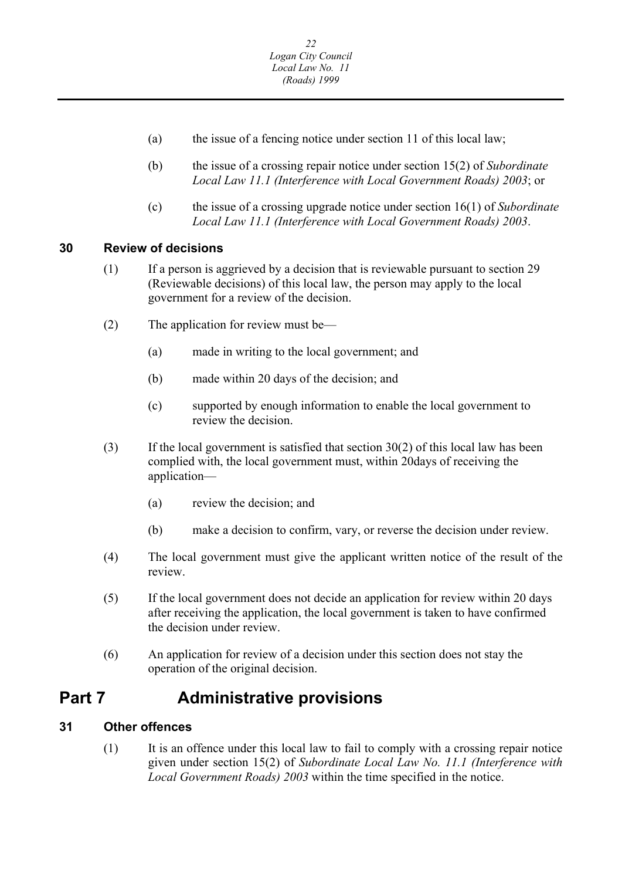(a) the issue of a fencing notice under section 11 of this local law;

(b) the issue of a crossing repair notice under section 15(2) of *Subordinate Local Law 11.1 (Interference with Local Government Roads) 2003*; or

(c) the issue of a crossing upgrade notice under section 16(1) of *Subordinate Local Law 11.1 (Interference with Local Government Roads) 2003*.

### 30 Review of decisions

(1) If a person is aggrieved by a decision that is reviewable pursuant to section 29 (Reviewable decisions) of this local law, the person may apply to the local government for a review of the decision.

(2) The application for review must be—

(a) made in writing to the local government; and

(b) made within 20 days of the decision; and

(c) supported by enough information to enable the local government to review the decision.

(3) If the local government is satisfied that section 30(2) of this local law has been complied with, the local government must, within 20days of receiving the application—

(a) review the decision; and

(b) make a decision to confirm, vary, or reverse the decision under review.

(4) The local government must give the applicant written notice of the result of the review.

(5) If the local government does not decide an application for review within 20 days after receiving the application, the local government is taken to have confirmed the decision under review.

(6) An application for review of a decision under this section does not stay the operation of the original decision.

## Part 7 Administrative provisions

### 31 Other offences

(1) It is an offence under this local law to fail to comply with a crossing repair notice given under section 15(2) of *Subordinate Local Law No. 11.1 (Interference with Local Government Roads) 2003* within the time specified in the notice.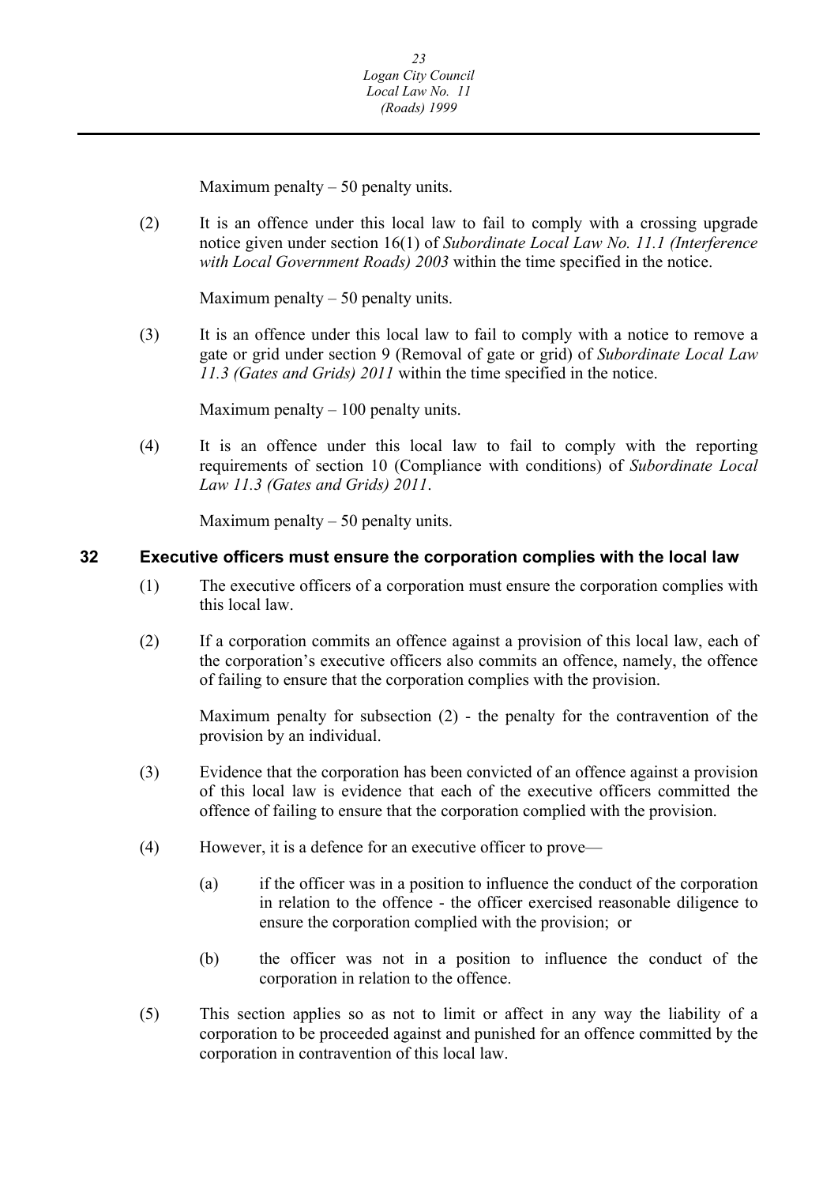Maximum penalty – 50 penalty units.

(2) It is an offence under this local law to fail to comply with a crossing upgrade notice given under section 16(1) of *Subordinate Local Law No. 11.1 (Interference with Local Government Roads) 2003* within the time specified in the notice.

Maximum penalty – 50 penalty units.

(3) It is an offence under this local law to fail to comply with a notice to remove a gate or grid under section 9 (Removal of gate or grid) of *Subordinate Local Law 11.3 (Gates and Grids) 2011* within the time specified in the notice.

Maximum penalty – 100 penalty units.

(4) It is an offence under this local law to fail to comply with the reporting requirements of section 10 (Compliance with conditions) of *Subordinate Local Law 11.3 (Gates and Grids) 2011*.

Maximum penalty – 50 penalty units.

## 32 Executive officers must ensure the corporation complies with the local law

(1) The executive officers of a corporation must ensure the corporation complies with this local law.

(2) If a corporation commits an offence against a provision of this local law, each of the corporation's executive officers also commits an offence, namely, the offence of failing to ensure that the corporation complies with the provision.

Maximum penalty for subsection (2) - the penalty for the contravention of the provision by an individual.

(3) Evidence that the corporation has been convicted of an offence against a provision of this local law is evidence that each of the executive officers committed the offence of failing to ensure that the corporation complied with the provision.

(4) However, it is a defence for an executive officer to prove—

(a) if the officer was in a position to influence the conduct of the corporation in relation to the offence - the officer exercised reasonable diligence to ensure the corporation complied with the provision; or

(b) the officer was not in a position to influence the conduct of the corporation in relation to the offence.

(5) This section applies so as not to limit or affect in any way the liability of a corporation to be proceeded against and punished for an offence committed by the corporation in contravention of this local law.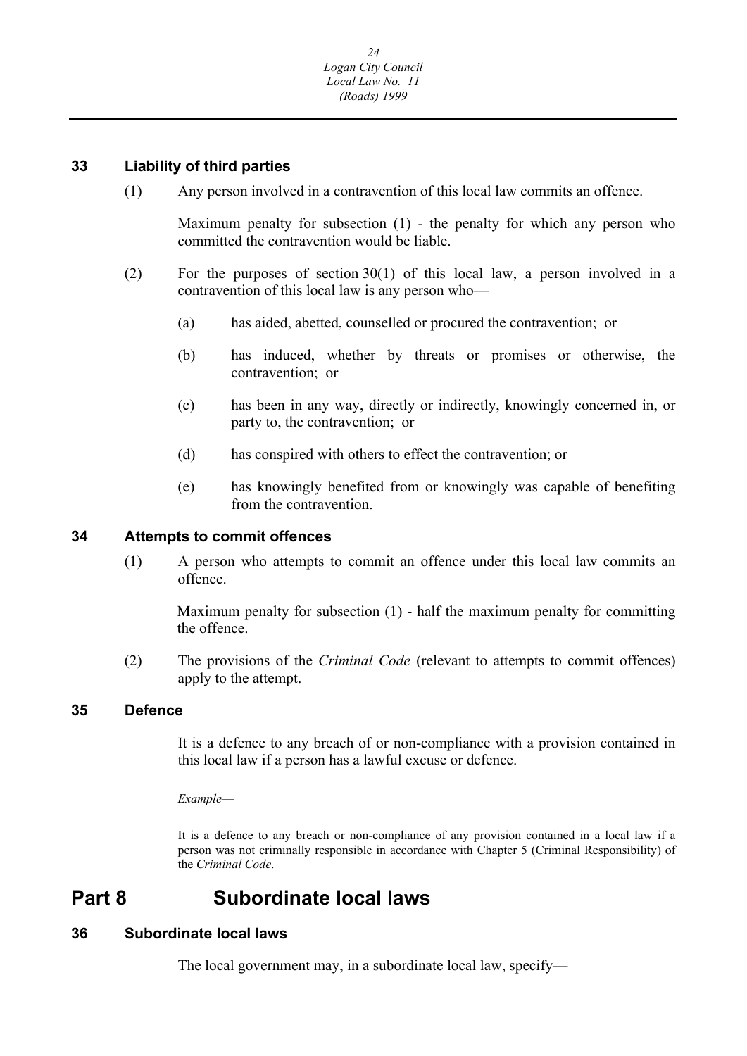### 33 Liability of third parties

(1) Any person involved in a contravention of this local law commits an offence.

Maximum penalty for subsection (1) - the penalty for which any person who committed the contravention would be liable.

(2) For the purposes of section 30(1) of this local law, a person involved in a contravention of this local law is any person who—

(a) has aided, abetted, counselled or procured the contravention; or

(b) has induced, whether by threats or promises or otherwise, the contravention; or

(c) has been in any way, directly or indirectly, knowingly concerned in, or party to, the contravention; or

(d) has conspired with others to effect the contravention; or

(e) has knowingly benefited from or knowingly was capable of benefiting from the contravention.

### 34 Attempts to commit offences

(1) A person who attempts to commit an offence under this local law commits an offence.

Maximum penalty for subsection (1) - half the maximum penalty for committing the offence.

(2) The provisions of the *Criminal Code* (relevant to attempts to commit offences) apply to the attempt.

### 35 Defence

It is a defence to any breach of or non-compliance with a provision contained in this local law if a person has a lawful excuse or defence.

*Example*—

It is a defence to any breach or non-compliance of any provision contained in a local law if a person was not criminally responsible in accordance with Chapter 5 (Criminal Responsibility) of the *Criminal Code*.

## Part 8 Subordinate local laws

### 36 Subordinate local laws

The local government may, in a subordinate local law, specify—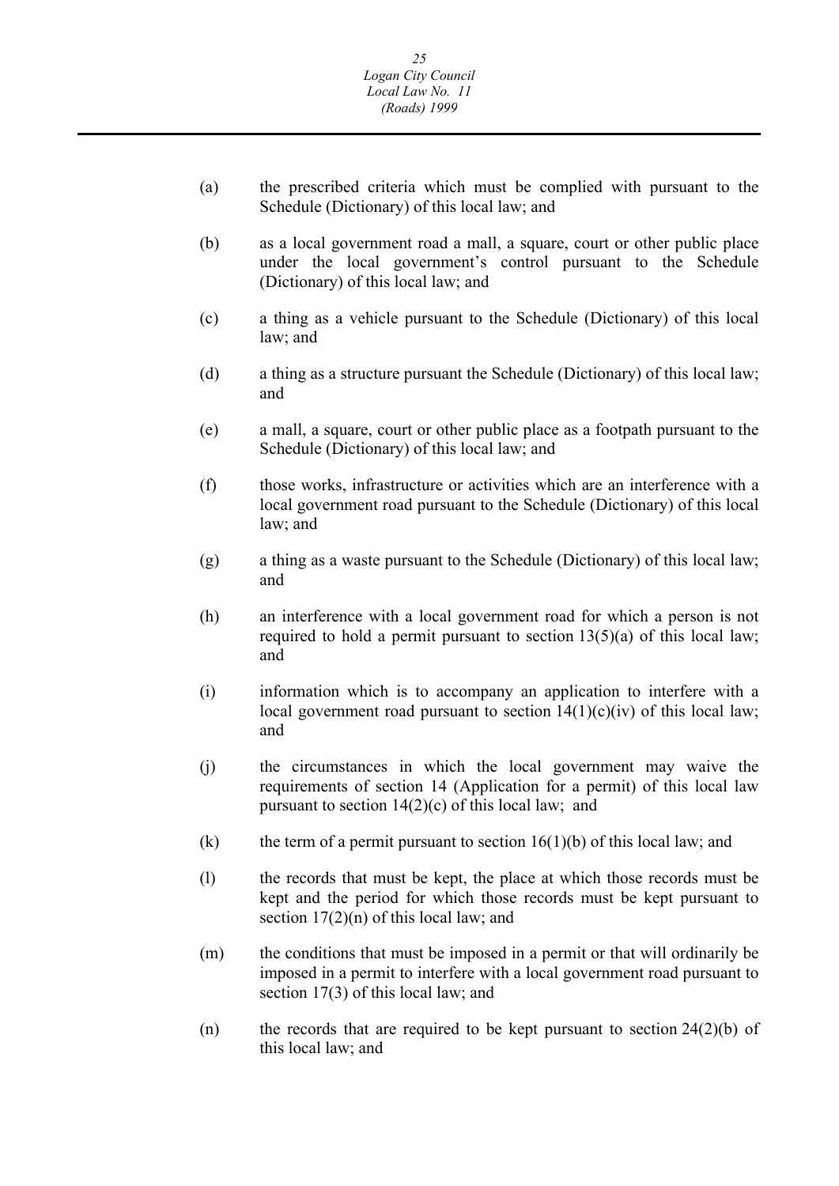(a) the prescribed criteria which must be complied with pursuant to the Schedule (Dictionary) of this local law; and

(b) as a local government road a mall, a square, court or other public place under the local government's control pursuant to the Schedule (Dictionary) of this local law; and

(c) a thing as a vehicle pursuant to the Schedule (Dictionary) of this local law; and

(d) a thing as a structure pursuant the Schedule (Dictionary) of this local law; and

(e) a mall, a square, court or other public place as a footpath pursuant to the Schedule (Dictionary) of this local law; and

(f) those works, infrastructure or activities which are an interference with a local government road pursuant to the Schedule (Dictionary) of this local law; and

(g) a thing as a waste pursuant to the Schedule (Dictionary) of this local law; and

(h) an interference with a local government road for which a person is not required to hold a permit pursuant to section 13(5)(a) of this local law; and

(i) information which is to accompany an application to interfere with a local government road pursuant to section 14(1)(c)(iv) of this local law; and

(j) the circumstances in which the local government may waive the requirements of section 14 (Application for a permit) of this local law pursuant to section 14(2)(c) of this local law; and

(k) the term of a permit pursuant to section 16(1)(b) of this local law; and

(l) the records that must be kept, the place at which those records must be kept and the period for which those records must be kept pursuant to section 17(2)(n) of this local law; and

(m) the conditions that must be imposed in a permit or that will ordinarily be imposed in a permit to interfere with a local government road pursuant to section 17(3) of this local law; and

(n) the records that are required to be kept pursuant to section 24(2)(b) of this local law; and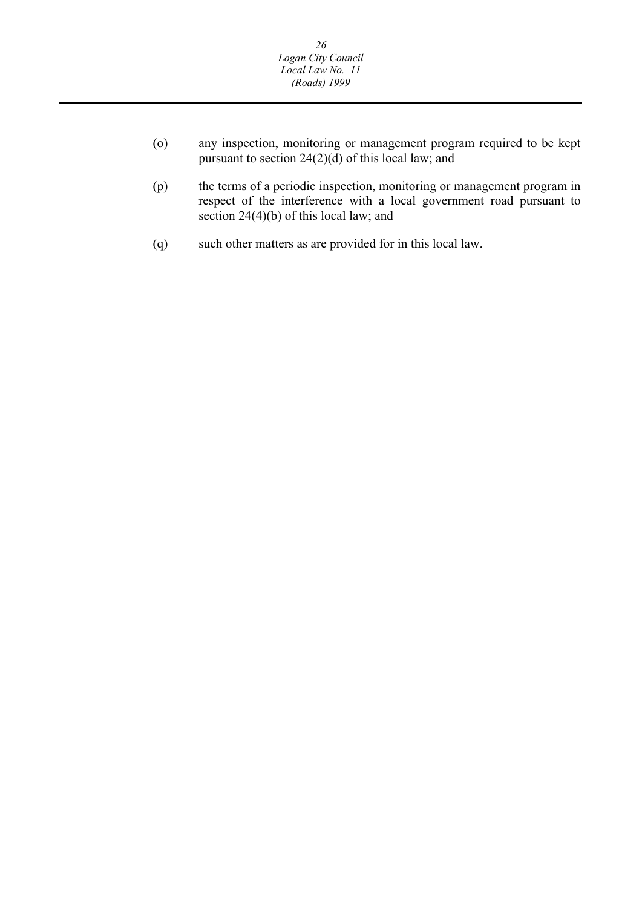(o) any inspection, monitoring or management program required to be kept pursuant to section 24(2)(d) of this local law; and

(p) the terms of a periodic inspection, monitoring or management program in respect of the interference with a local government road pursuant to section 24(4)(b) of this local law; and

(q) such other matters as are provided for in this local law.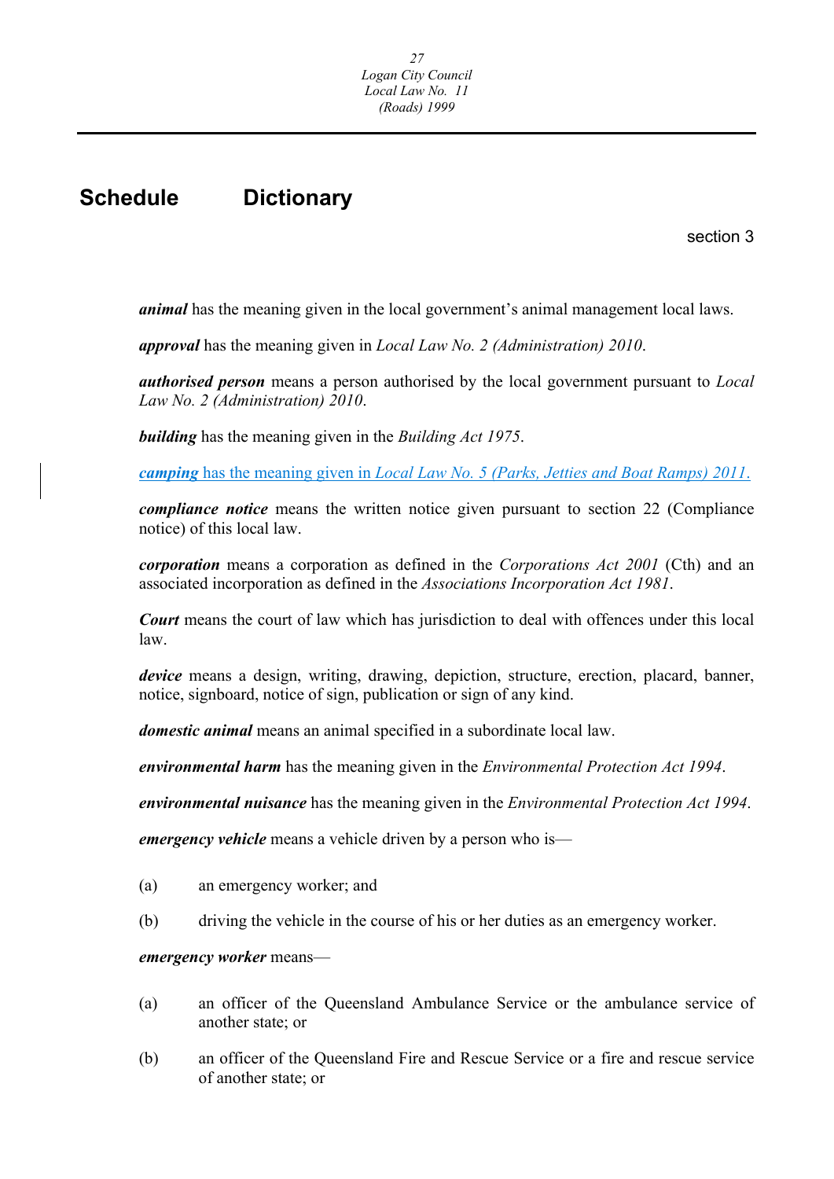# Schedule Dictionary

section 3

***animal*** has the meaning given in the local government's animal management local laws.

***approval*** has the meaning given in *Local Law No. 2 (Administration) 2010*.

***authorised person*** means a person authorised by the local government pursuant to *Local Law No. 2 (Administration) 2010*.

***building*** has the meaning given in the *Building Act 1975*.

***camping*** has the meaning given in *Local Law No. 5 (Parks, Jetties and Boat Ramps) 2011*.

***compliance notice*** means the written notice given pursuant to section 22 (Compliance notice) of this local law.

***corporation*** means a corporation as defined in the *Corporations Act 2001* (Cth) and an associated incorporation as defined in the *Associations Incorporation Act 1981*.

***Court*** means the court of law which has jurisdiction to deal with offences under this local law.

***device*** means a design, writing, drawing, depiction, structure, erection, placard, banner, notice, signboard, notice of sign, publication or sign of any kind.

***domestic animal*** means an animal specified in a subordinate local law.

***environmental harm*** has the meaning given in the *Environmental Protection Act 1994*.

***environmental nuisance*** has the meaning given in the *Environmental Protection Act 1994*.

***emergency vehicle*** means a vehicle driven by a person who is—

(a) an emergency worker; and

(b) driving the vehicle in the course of his or her duties as an emergency worker.

***emergency worker*** means—

(a) an officer of the Queensland Ambulance Service or the ambulance service of another state; or

(b) an officer of the Queensland Fire and Rescue Service or a fire and rescue service of another state; or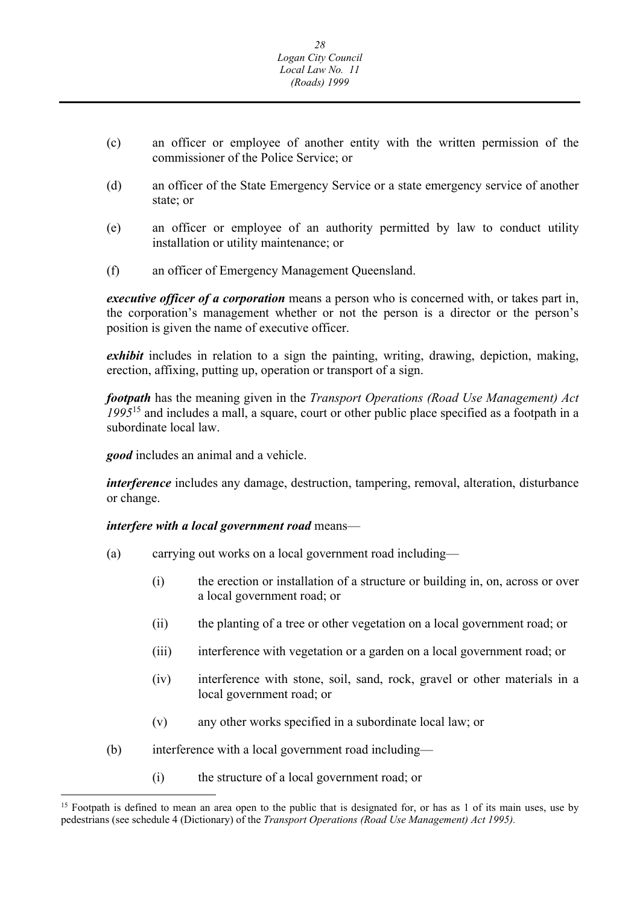(c) an officer or employee of another entity with the written permission of the commissioner of the Police Service; or

(d) an officer of the State Emergency Service or a state emergency service of another state; or

(e) an officer or employee of an authority permitted by law to conduct utility installation or utility maintenance; or

(f) an officer of Emergency Management Queensland.

***executive officer of a corporation*** means a person who is concerned with, or takes part in, the corporation's management whether or not the person is a director or the person's position is given the name of executive officer.

***exhibit*** includes in relation to a sign the painting, writing, drawing, depiction, making, erection, affixing, putting up, operation or transport of a sign.

***footpath*** has the meaning given in the *Transport Operations (Road Use Management) Act 1995*[15] and includes a mall, a square, court or other public place specified as a footpath in a subordinate local law.

***good*** includes an animal and a vehicle.

***interference*** includes any damage, destruction, tampering, removal, alteration, disturbance or change.

***interfere with a local government road*** means—

(a) carrying out works on a local government road including—

  (i) the erection or installation of a structure or building in, on, across or over a local government road; or

  (ii) the planting of a tree or other vegetation on a local government road; or

  (iii) interference with vegetation or a garden on a local government road; or

  (iv) interference with stone, soil, sand, rock, gravel or other materials in a local government road; or

  (v) any other works specified in a subordinate local law; or

(b) interference with a local government road including—

  (i) the structure of a local government road; or

---

[15] Footpath is defined to mean an area open to the public that is designated for, or has as 1 of its main uses, use by pedestrians (see schedule 4 (Dictionary) of the *Transport Operations (Road Use Management) Act 1995).*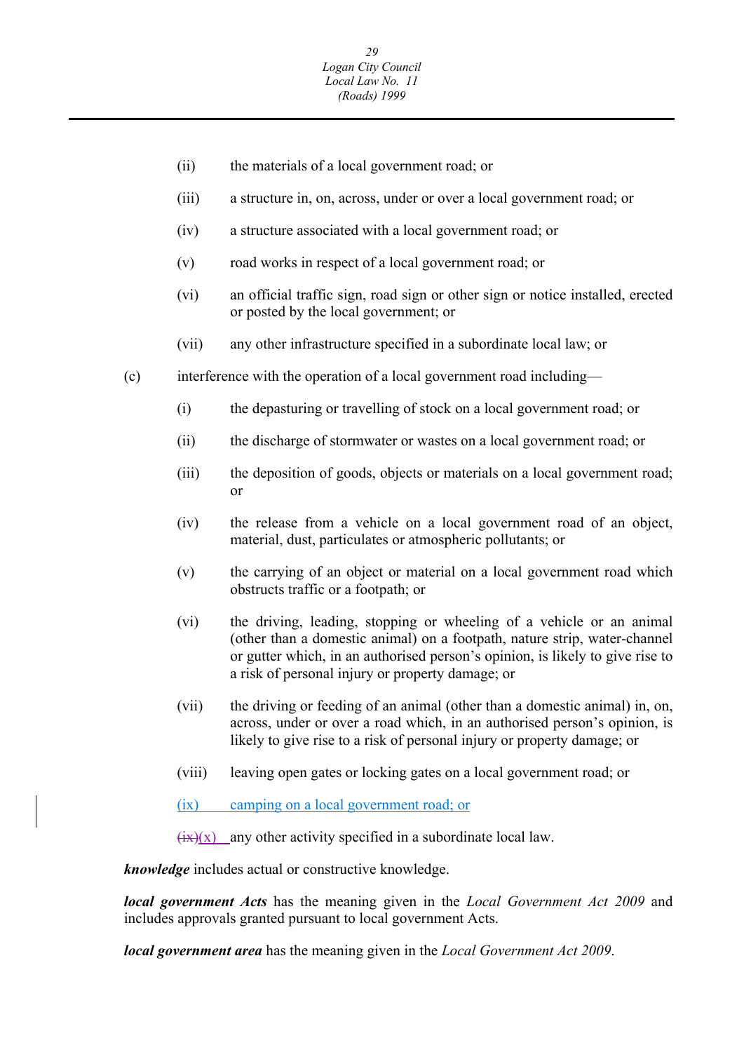(ii) the materials of a local government road; or

(iii) a structure in, on, across, under or over a local government road; or

(iv) a structure associated with a local government road; or

(v) road works in respect of a local government road; or

(vi) an official traffic sign, road sign or other sign or notice installed, erected or posted by the local government; or

(vii) any other infrastructure specified in a subordinate local law; or

(c) interference with the operation of a local government road including—

(i) the depasturing or travelling of stock on a local government road; or

(ii) the discharge of stormwater or wastes on a local government road; or

(iii) the deposition of goods, objects or materials on a local government road; or

(iv) the release from a vehicle on a local government road of an object, material, dust, particulates or atmospheric pollutants; or

(v) the carrying of an object or material on a local government road which obstructs traffic or a footpath; or

(vi) the driving, leading, stopping or wheeling of a vehicle or an animal (other than a domestic animal) on a footpath, nature strip, water-channel or gutter which, in an authorised person's opinion, is likely to give rise to a risk of personal injury or property damage; or

(vii) the driving or feeding of an animal (other than a domestic animal) in, on, across, under or over a road which, in an authorised person's opinion, is likely to give rise to a risk of personal injury or property damage; or

(viii) leaving open gates or locking gates on a local government road; or

(ix) camping on a local government road; or

~~(ix)~~(x) any other activity specified in a subordinate local law.

***knowledge*** includes actual or constructive knowledge.

***local government Acts*** has the meaning given in the *Local Government Act 2009* and includes approvals granted pursuant to local government Acts.

***local government area*** has the meaning given in the *Local Government Act 2009*.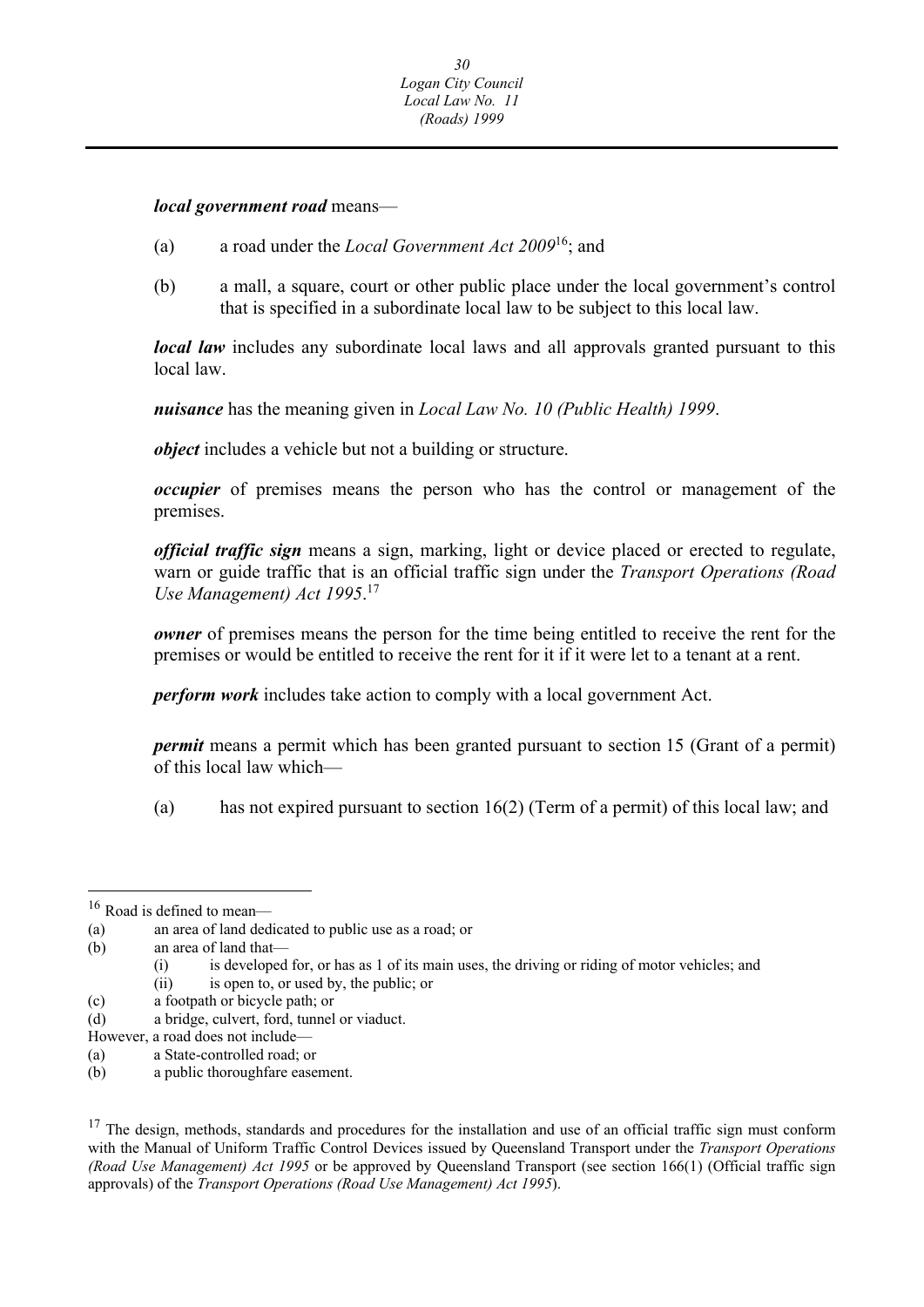***local government road*** means—

(a) a road under the *Local Government Act 2009*[16]; and

(b) a mall, a square, court or other public place under the local government's control that is specified in a subordinate local law to be subject to this local law.

***local law*** includes any subordinate local laws and all approvals granted pursuant to this local law.

***nuisance*** has the meaning given in *Local Law No. 10 (Public Health) 1999*.

***object*** includes a vehicle but not a building or structure.

***occupier*** of premises means the person who has the control or management of the premises.

***official traffic sign*** means a sign, marking, light or device placed or erected to regulate, warn or guide traffic that is an official traffic sign under the *Transport Operations (Road Use Management) Act 1995*.[17]

***owner*** of premises means the person for the time being entitled to receive the rent for the premises or would be entitled to receive the rent for it if it were let to a tenant at a rent.

***perform work*** includes take action to comply with a local government Act.

***permit*** means a permit which has been granted pursuant to section 15 (Grant of a permit) of this local law which—

(a) has not expired pursuant to section 16(2) (Term of a permit) of this local law; and

---

[16] Road is defined to mean—

(a) an area of land dedicated to public use as a road; or

(b) an area of land that—

  (i) is developed for, or has as 1 of its main uses, the driving or riding of motor vehicles; and

  (ii) is open to, or used by, the public; or

(c) a footpath or bicycle path; or

(d) a bridge, culvert, ford, tunnel or viaduct.

However, a road does not include—

(a) a State-controlled road; or

(b) a public thoroughfare easement.

[17] The design, methods, standards and procedures for the installation and use of an official traffic sign must conform with the Manual of Uniform Traffic Control Devices issued by Queensland Transport under the *Transport Operations (Road Use Management) Act 1995* or be approved by Queensland Transport (see section 166(1) (Official traffic sign approvals) of the *Transport Operations (Road Use Management) Act 1995*).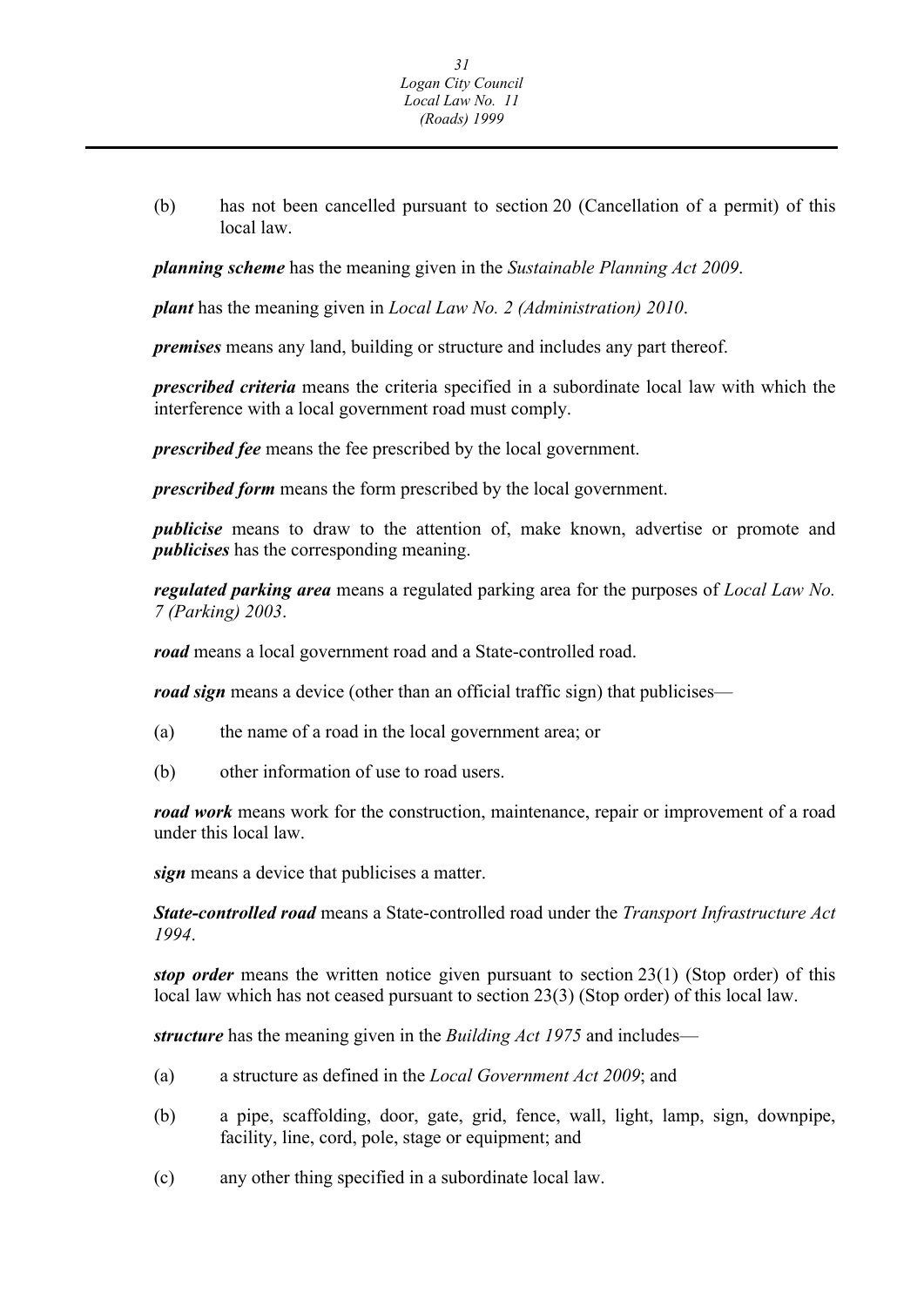(b) has not been cancelled pursuant to section 20 (Cancellation of a permit) of this local law.

***planning scheme*** has the meaning given in the *Sustainable Planning Act 2009*.

***plant*** has the meaning given in *Local Law No. 2 (Administration) 2010*.

***premises*** means any land, building or structure and includes any part thereof.

***prescribed criteria*** means the criteria specified in a subordinate local law with which the interference with a local government road must comply.

***prescribed fee*** means the fee prescribed by the local government.

***prescribed form*** means the form prescribed by the local government.

***publicise*** means to draw to the attention of, make known, advertise or promote and ***publicises*** has the corresponding meaning.

***regulated parking area*** means a regulated parking area for the purposes of *Local Law No. 7 (Parking) 2003*.

***road*** means a local government road and a State-controlled road.

***road sign*** means a device (other than an official traffic sign) that publicises—

(a) the name of a road in the local government area; or

(b) other information of use to road users.

***road work*** means work for the construction, maintenance, repair or improvement of a road under this local law.

***sign*** means a device that publicises a matter.

***State-controlled road*** means a State-controlled road under the *Transport Infrastructure Act 1994*.

***stop order*** means the written notice given pursuant to section 23(1) (Stop order) of this local law which has not ceased pursuant to section 23(3) (Stop order) of this local law.

***structure*** has the meaning given in the *Building Act 1975* and includes—

(a) a structure as defined in the *Local Government Act 2009*; and

(b) a pipe, scaffolding, door, gate, grid, fence, wall, light, lamp, sign, downpipe, facility, line, cord, pole, stage or equipment; and

(c) any other thing specified in a subordinate local law.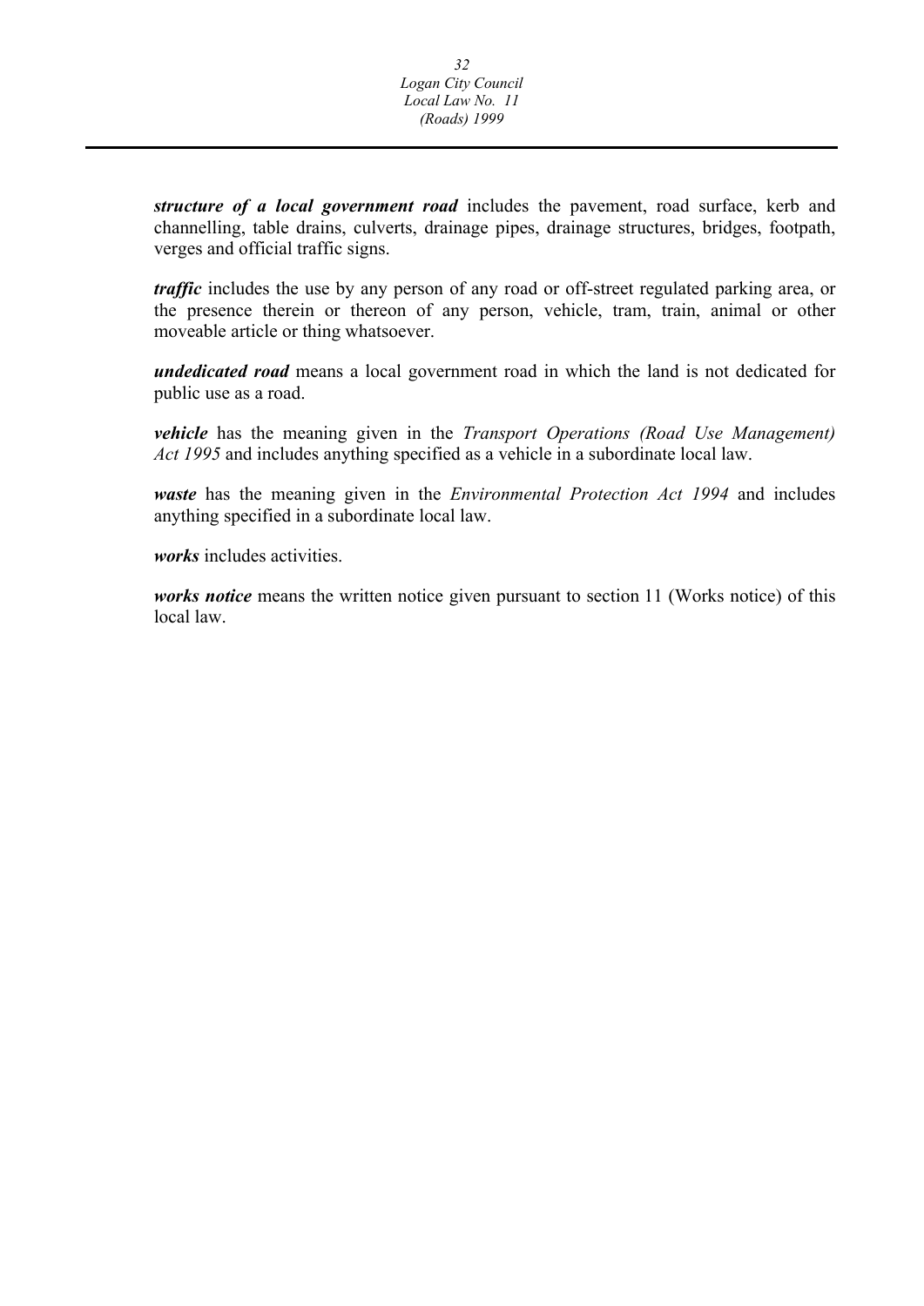***structure of a local government road*** includes the pavement, road surface, kerb and channelling, table drains, culverts, drainage pipes, drainage structures, bridges, footpath, verges and official traffic signs.

***traffic*** includes the use by any person of any road or off-street regulated parking area, or the presence therein or thereon of any person, vehicle, tram, train, animal or other moveable article or thing whatsoever.

***undedicated road*** means a local government road in which the land is not dedicated for public use as a road.

***vehicle*** has the meaning given in the *Transport Operations (Road Use Management) Act 1995* and includes anything specified as a vehicle in a subordinate local law.

***waste*** has the meaning given in the *Environmental Protection Act 1994* and includes anything specified in a subordinate local law.

***works*** includes activities.

***works notice*** means the written notice given pursuant to section 11 (Works notice) of this local law.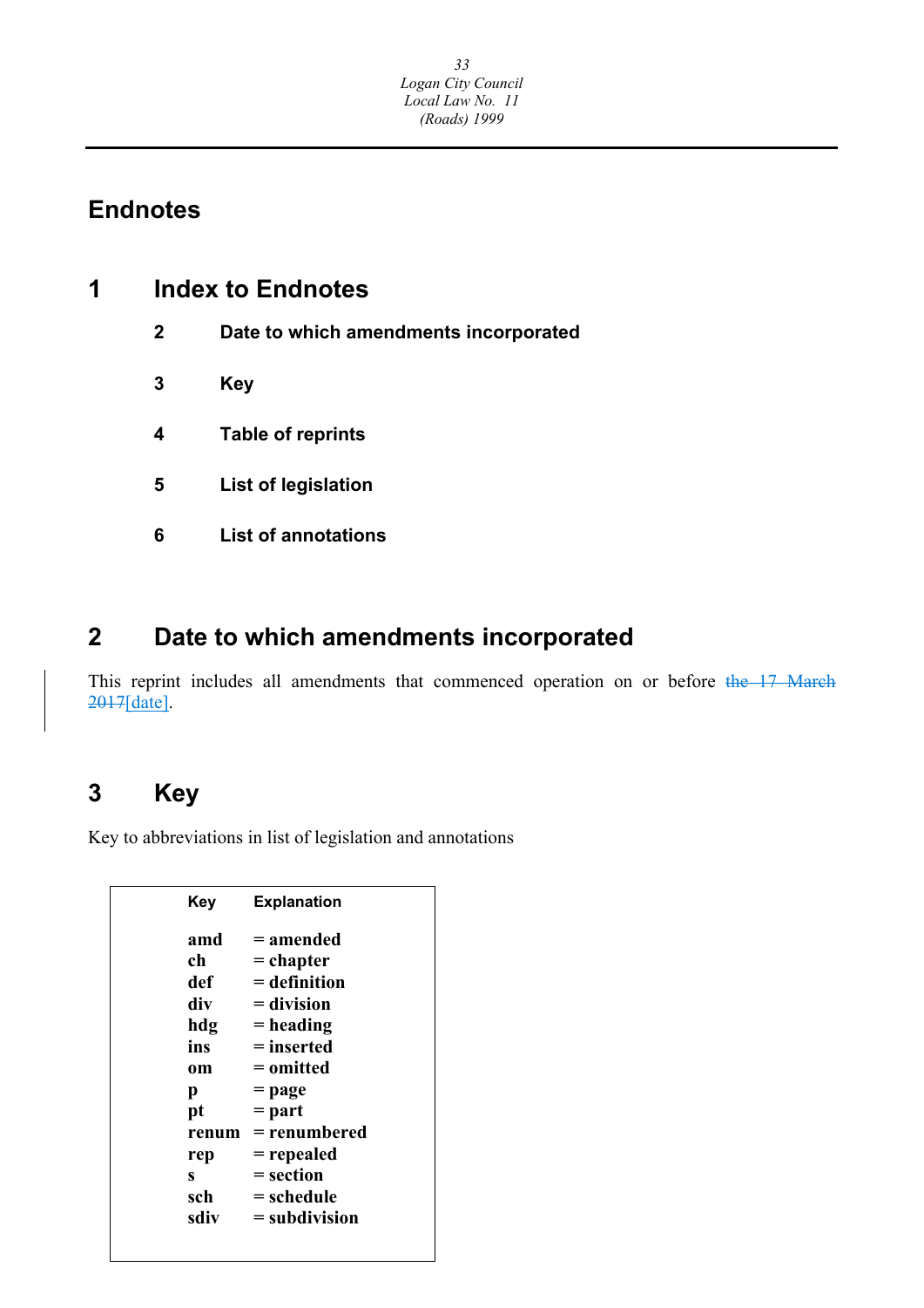# Endnotes

## 1 Index to Endnotes

2 Date to which amendments incorporated

3 Key

4 Table of reprints

5 List of legislation

6 List of annotations

## 2 Date to which amendments incorporated

This reprint includes all amendments that commenced operation on or before ~~the 17 March 2017~~[date].

## 3 Key

Key to abbreviations in list of legislation and annotations

| Key | Explanation |
|---|---|
| **amd** | **= amended** |
| **ch** | **= chapter** |
| **def** | **= definition** |
| **div** | **= division** |
| **hdg** | **= heading** |
| **ins** | **= inserted** |
| **om** | **= omitted** |
| **p** | **= page** |
| **pt** | **= part** |
| **renum** | **= renumbered** |
| **rep** | **= repealed** |
| **s** | **= section** |
| **sch** | **= schedule** |
| **sdiv** | **= subdivision** |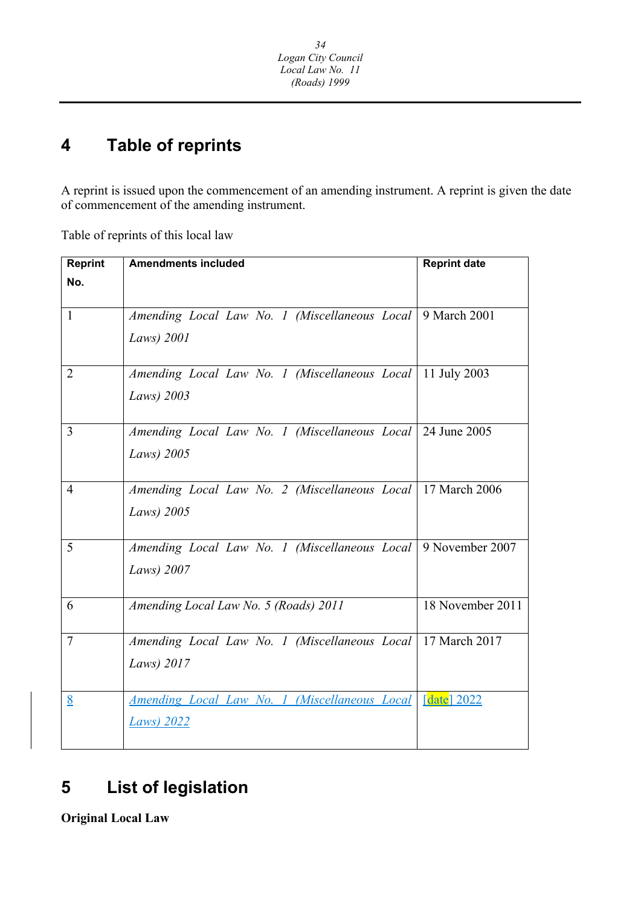# 4 Table of reprints

A reprint is issued upon the commencement of an amending instrument. A reprint is given the date of commencement of the amending instrument.

Table of reprints of this local law

| Reprint No. | Amendments included | Reprint date |
|---|---|---|
| 1 | *Amending Local Law No. 1 (Miscellaneous Local Laws) 2001* | 9 March 2001 |
| 2 | *Amending Local Law No. 1 (Miscellaneous Local Laws) 2003* | 11 July 2003 |
| 3 | *Amending Local Law No. 1 (Miscellaneous Local Laws) 2005* | 24 June 2005 |
| 4 | *Amending Local Law No. 2 (Miscellaneous Local Laws) 2005* | 17 March 2006 |
| 5 | *Amending Local Law No. 1 (Miscellaneous Local Laws) 2007* | 9 November 2007 |
| 6 | *Amending Local Law No. 5 (Roads) 2011* | 18 November 2011 |
| 7 | *Amending Local Law No. 1 (Miscellaneous Local Laws) 2017* | 17 March 2017 |
| 8 | *Amending Local Law No. 1 (Miscellaneous Local Laws) 2022* | [date] 2022 |

# 5 List of legislation

**Original Local Law**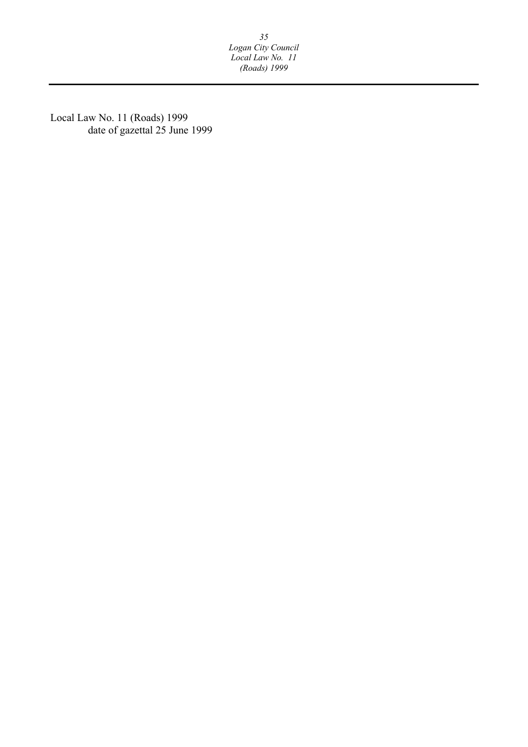Local Law No. 11 (Roads) 1999
date of gazettal 25 June 1999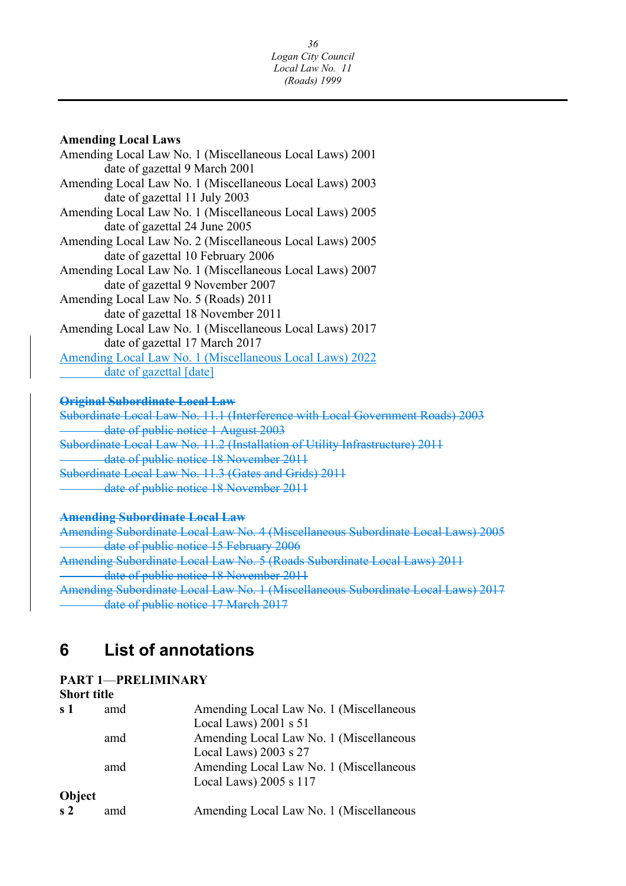**Amending Local Laws**

Amending Local Law No. 1 (Miscellaneous Local Laws) 2001
    date of gazettal 9 March 2001
Amending Local Law No. 1 (Miscellaneous Local Laws) 2003
    date of gazettal 11 July 2003
Amending Local Law No. 1 (Miscellaneous Local Laws) 2005
    date of gazettal 24 June 2005
Amending Local Law No. 2 (Miscellaneous Local Laws) 2005
    date of gazettal 10 February 2006
Amending Local Law No. 1 (Miscellaneous Local Laws) 2007
    date of gazettal 9 November 2007
Amending Local Law No. 5 (Roads) 2011
    date of gazettal 18 November 2011
Amending Local Law No. 1 (Miscellaneous Local Laws) 2017
    date of gazettal 17 March 2017
<u>Amending Local Law No. 1 (Miscellaneous Local Laws) 2022</u>
    <u>date of gazettal [date]</u>

~~**Original Subordinate Local Law**~~

~~Subordinate Local Law No. 11.1 (Interference with Local Government Roads) 2003~~
    ~~date of public notice 1 August 2003~~
~~Subordinate Local Law No. 11.2 (Installation of Utility Infrastructure) 2011~~
    ~~date of public notice 18 November 2011~~
~~Subordinate Local Law No. 11.3 (Gates and Grids) 2011~~
    ~~date of public notice 18 November 2011~~

~~**Amending Subordinate Local Law**~~

~~Amending Subordinate Local Law No. 4 (Miscellaneous Subordinate Local Laws) 2005~~
    ~~date of public notice 15 February 2006~~
~~Amending Subordinate Local Law No. 5 (Roads Subordinate Local Laws) 2011~~
    ~~date of public notice 18 November 2011~~
~~Amending Subordinate Local Law No. 1 (Miscellaneous Subordinate Local Laws) 2017~~
    ~~date of public notice 17 March 2017~~

## 6 List of annotations

**PART 1—PRELIMINARY**

**Short title**

| | | |
|---|---|---|
| **s 1** | amd | Amending Local Law No. 1 (Miscellaneous Local Laws) 2001 s 51 |
| | amd | Amending Local Law No. 1 (Miscellaneous Local Laws) 2003 s 27 |
| | amd | Amending Local Law No. 1 (Miscellaneous Local Laws) 2005 s 117 |

**Object**

| | | |
|---|---|---|
| **s 2** | amd | Amending Local Law No. 1 (Miscellaneous |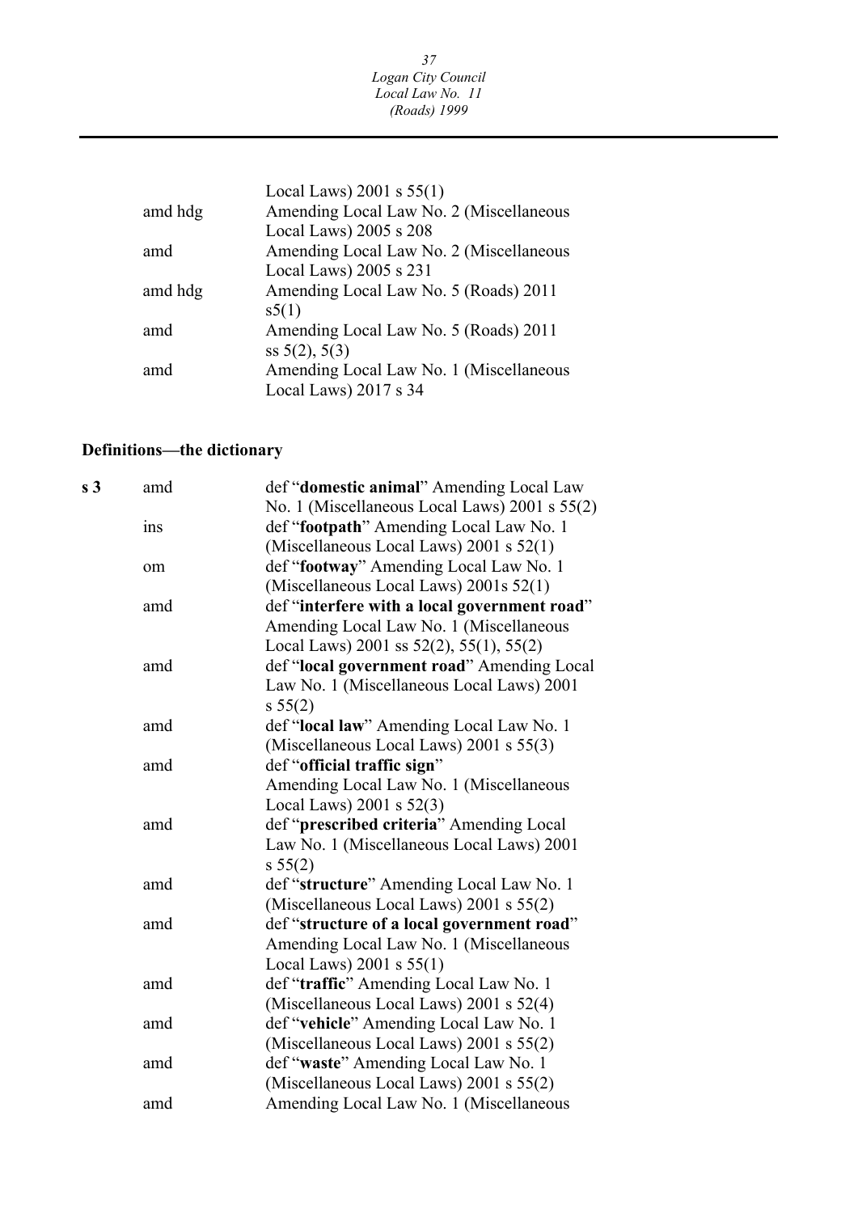| | | |
|---|---|---|
| | | Local Laws) 2001 s 55(1) |
| | amd hdg | Amending Local Law No. 2 (Miscellaneous Local Laws) 2005 s 208 |
| | amd | Amending Local Law No. 2 (Miscellaneous Local Laws) 2005 s 231 |
| | amd hdg | Amending Local Law No. 5 (Roads) 2011 s5(1) |
| | amd | Amending Local Law No. 5 (Roads) 2011 ss 5(2), 5(3) |
| | amd | Amending Local Law No. 1 (Miscellaneous Local Laws) 2017 s 34 |

**Definitions—the dictionary**

| | | |
|---|---|---|
| **s 3** | amd | def "**domestic animal**" Amending Local Law No. 1 (Miscellaneous Local Laws) 2001 s 55(2) |
| | ins | def "**footpath**" Amending Local Law No. 1 (Miscellaneous Local Laws) 2001 s 52(1) |
| | om | def "**footway**" Amending Local Law No. 1 (Miscellaneous Local Laws) 2001s 52(1) |
| | amd | def "**interfere with a local government road**" Amending Local Law No. 1 (Miscellaneous Local Laws) 2001 ss 52(2), 55(1), 55(2) |
| | amd | def "**local government road**" Amending Local Law No. 1 (Miscellaneous Local Laws) 2001 s 55(2) |
| | amd | def "**local law**" Amending Local Law No. 1 (Miscellaneous Local Laws) 2001 s 55(3) |
| | amd | def "**official traffic sign**" Amending Local Law No. 1 (Miscellaneous Local Laws) 2001 s 52(3) |
| | amd | def "**prescribed criteria**" Amending Local Law No. 1 (Miscellaneous Local Laws) 2001 s 55(2) |
| | amd | def "**structure**" Amending Local Law No. 1 (Miscellaneous Local Laws) 2001 s 55(2) |
| | amd | def "**structure of a local government road**" Amending Local Law No. 1 (Miscellaneous Local Laws) 2001 s 55(1) |
| | amd | def "**traffic**" Amending Local Law No. 1 (Miscellaneous Local Laws) 2001 s 52(4) |
| | amd | def "**vehicle**" Amending Local Law No. 1 (Miscellaneous Local Laws) 2001 s 55(2) |
| | amd | def "**waste**" Amending Local Law No. 1 (Miscellaneous Local Laws) 2001 s 55(2) |
| | amd | Amending Local Law No. 1 (Miscellaneous |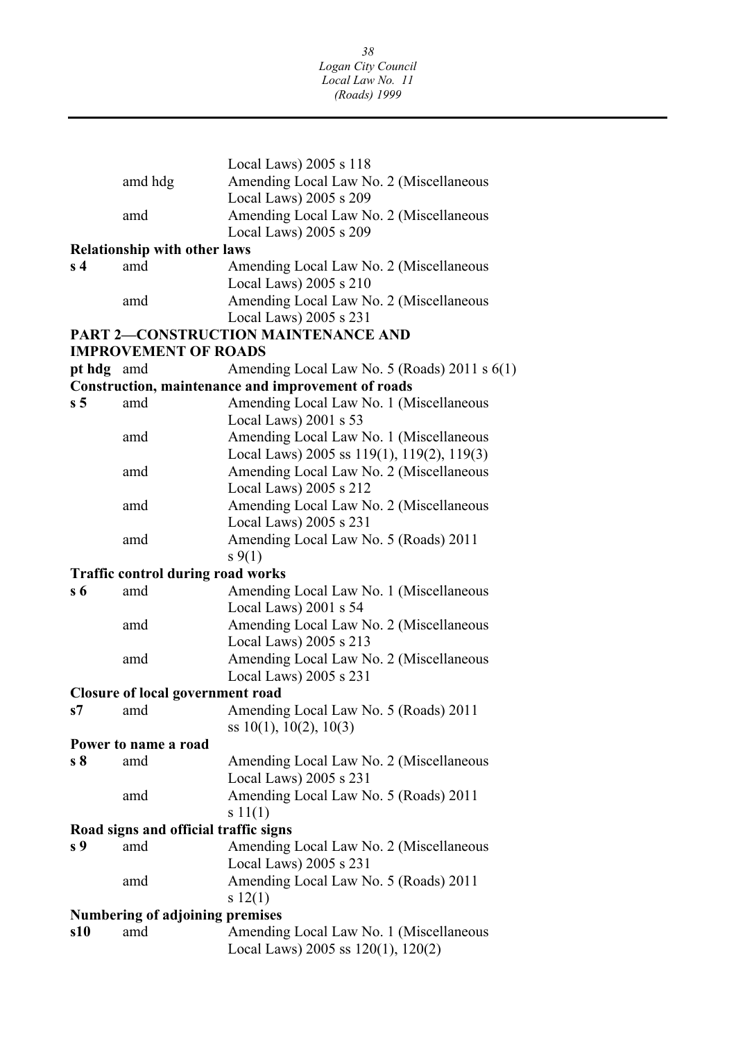Local Laws) 2005 s 118

| | | |
|---|---|---|
| | amd hdg | Amending Local Law No. 2 (Miscellaneous Local Laws) 2005 s 209 |
| | amd | Amending Local Law No. 2 (Miscellaneous Local Laws) 2005 s 209 |

**Relationship with other laws**

| | | |
|---|---|---|
| **s 4** | amd | Amending Local Law No. 2 (Miscellaneous Local Laws) 2005 s 210 |
| | amd | Amending Local Law No. 2 (Miscellaneous Local Laws) 2005 s 231 |

**PART 2—CONSTRUCTION MAINTENANCE AND IMPROVEMENT OF ROADS**

| | | |
|---|---|---|
| **pt hdg** | amd | Amending Local Law No. 5 (Roads) 2011 s 6(1) |

**Construction, maintenance and improvement of roads**

| | | |
|---|---|---|
| **s 5** | amd | Amending Local Law No. 1 (Miscellaneous Local Laws) 2001 s 53 |
| | amd | Amending Local Law No. 1 (Miscellaneous Local Laws) 2005 ss 119(1), 119(2), 119(3) |
| | amd | Amending Local Law No. 2 (Miscellaneous Local Laws) 2005 s 212 |
| | amd | Amending Local Law No. 2 (Miscellaneous Local Laws) 2005 s 231 |
| | amd | Amending Local Law No. 5 (Roads) 2011 s 9(1) |

**Traffic control during road works**

| | | |
|---|---|---|
| **s 6** | amd | Amending Local Law No. 1 (Miscellaneous Local Laws) 2001 s 54 |
| | amd | Amending Local Law No. 2 (Miscellaneous Local Laws) 2005 s 213 |
| | amd | Amending Local Law No. 2 (Miscellaneous Local Laws) 2005 s 231 |

**Closure of local government road**

| | | |
|---|---|---|
| **s7** | amd | Amending Local Law No. 5 (Roads) 2011 ss 10(1), 10(2), 10(3) |

**Power to name a road**

| | | |
|---|---|---|
| **s 8** | amd | Amending Local Law No. 2 (Miscellaneous Local Laws) 2005 s 231 |
| | amd | Amending Local Law No. 5 (Roads) 2011 s 11(1) |

**Road signs and official traffic signs**

| | | |
|---|---|---|
| **s 9** | amd | Amending Local Law No. 2 (Miscellaneous Local Laws) 2005 s 231 |
| | amd | Amending Local Law No. 5 (Roads) 2011 s 12(1) |

**Numbering of adjoining premises**

| | | |
|---|---|---|
| **s10** | amd | Amending Local Law No. 1 (Miscellaneous Local Laws) 2005 ss 120(1), 120(2) |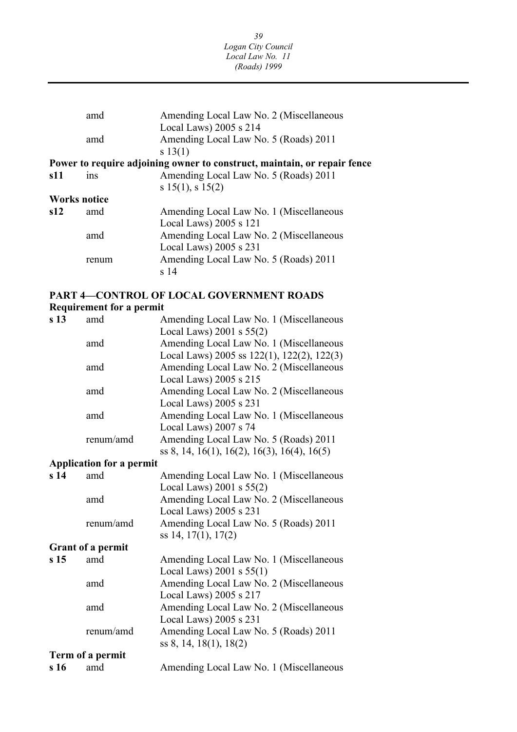| | | |
|---|---|---|
| | amd | Amending Local Law No. 2 (Miscellaneous Local Laws) 2005 s 214 |
| | amd | Amending Local Law No. 5 (Roads) 2011 s 13(1) |

**Power to require adjoining owner to construct, maintain, or repair fence**

| | | |
|---|---|---|
| **s11** | ins | Amending Local Law No. 5 (Roads) 2011 s 15(1), s 15(2) |

**Works notice**

| | | |
|---|---|---|
| **s12** | amd | Amending Local Law No. 1 (Miscellaneous Local Laws) 2005 s 121 |
| | amd | Amending Local Law No. 2 (Miscellaneous Local Laws) 2005 s 231 |
| | renum | Amending Local Law No. 5 (Roads) 2011 s 14 |

**PART 4—CONTROL OF LOCAL GOVERNMENT ROADS**

**Requirement for a permit**

| | | |
|---|---|---|
| **s 13** | amd | Amending Local Law No. 1 (Miscellaneous Local Laws) 2001 s 55(2) |
| | amd | Amending Local Law No. 1 (Miscellaneous Local Laws) 2005 ss 122(1), 122(2), 122(3) |
| | amd | Amending Local Law No. 2 (Miscellaneous Local Laws) 2005 s 215 |
| | amd | Amending Local Law No. 2 (Miscellaneous Local Laws) 2005 s 231 |
| | amd | Amending Local Law No. 1 (Miscellaneous Local Laws) 2007 s 74 |
| | renum/amd | Amending Local Law No. 5 (Roads) 2011 ss 8, 14, 16(1), 16(2), 16(3), 16(4), 16(5) |

**Application for a permit**

| | | |
|---|---|---|
| **s 14** | amd | Amending Local Law No. 1 (Miscellaneous Local Laws) 2001 s 55(2) |
| | amd | Amending Local Law No. 2 (Miscellaneous Local Laws) 2005 s 231 |
| | renum/amd | Amending Local Law No. 5 (Roads) 2011 ss 14, 17(1), 17(2) |

**Grant of a permit**

| | | |
|---|---|---|
| **s 15** | amd | Amending Local Law No. 1 (Miscellaneous Local Laws) 2001 s 55(1) |
| | amd | Amending Local Law No. 2 (Miscellaneous Local Laws) 2005 s 217 |
| | amd | Amending Local Law No. 2 (Miscellaneous Local Laws) 2005 s 231 |
| | renum/amd | Amending Local Law No. 5 (Roads) 2011 ss 8, 14, 18(1), 18(2) |

**Term of a permit**

| | | |
|---|---|---|
| **s 16** | amd | Amending Local Law No. 1 (Miscellaneous |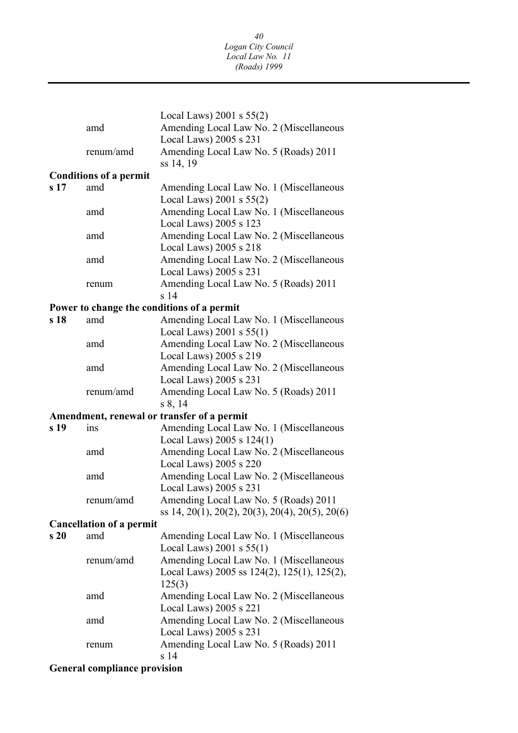| | | |
|---|---|---|
| | | Local Laws) 2001 s 55(2) |
| | amd | Amending Local Law No. 2 (Miscellaneous Local Laws) 2005 s 231 |
| | renum/amd | Amending Local Law No. 5 (Roads) 2011 ss 14, 19 |
| **Conditions of a permit** | | |
| **s 17** | amd | Amending Local Law No. 1 (Miscellaneous Local Laws) 2001 s 55(2) |
| | amd | Amending Local Law No. 1 (Miscellaneous Local Laws) 2005 s 123 |
| | amd | Amending Local Law No. 2 (Miscellaneous Local Laws) 2005 s 218 |
| | amd | Amending Local Law No. 2 (Miscellaneous Local Laws) 2005 s 231 |
| | renum | Amending Local Law No. 5 (Roads) 2011 s 14 |
| **Power to change the conditions of a permit** | | |
| **s 18** | amd | Amending Local Law No. 1 (Miscellaneous Local Laws) 2001 s 55(1) |
| | amd | Amending Local Law No. 2 (Miscellaneous Local Laws) 2005 s 219 |
| | amd | Amending Local Law No. 2 (Miscellaneous Local Laws) 2005 s 231 |
| | renum/amd | Amending Local Law No. 5 (Roads) 2011 s 8, 14 |
| **Amendment, renewal or transfer of a permit** | | |
| **s 19** | ins | Amending Local Law No. 1 (Miscellaneous Local Laws) 2005 s 124(1) |
| | amd | Amending Local Law No. 2 (Miscellaneous Local Laws) 2005 s 220 |
| | amd | Amending Local Law No. 2 (Miscellaneous Local Laws) 2005 s 231 |
| | renum/amd | Amending Local Law No. 5 (Roads) 2011 ss 14, 20(1), 20(2), 20(3), 20(4), 20(5), 20(6) |
| **Cancellation of a permit** | | |
| **s 20** | amd | Amending Local Law No. 1 (Miscellaneous Local Laws) 2001 s 55(1) |
| | renum/amd | Amending Local Law No. 1 (Miscellaneous Local Laws) 2005 ss 124(2), 125(1), 125(2), 125(3) |
| | amd | Amending Local Law No. 2 (Miscellaneous Local Laws) 2005 s 221 |
| | amd | Amending Local Law No. 2 (Miscellaneous Local Laws) 2005 s 231 |
| | renum | Amending Local Law No. 5 (Roads) 2011 s 14 |
| **General compliance provision** | | |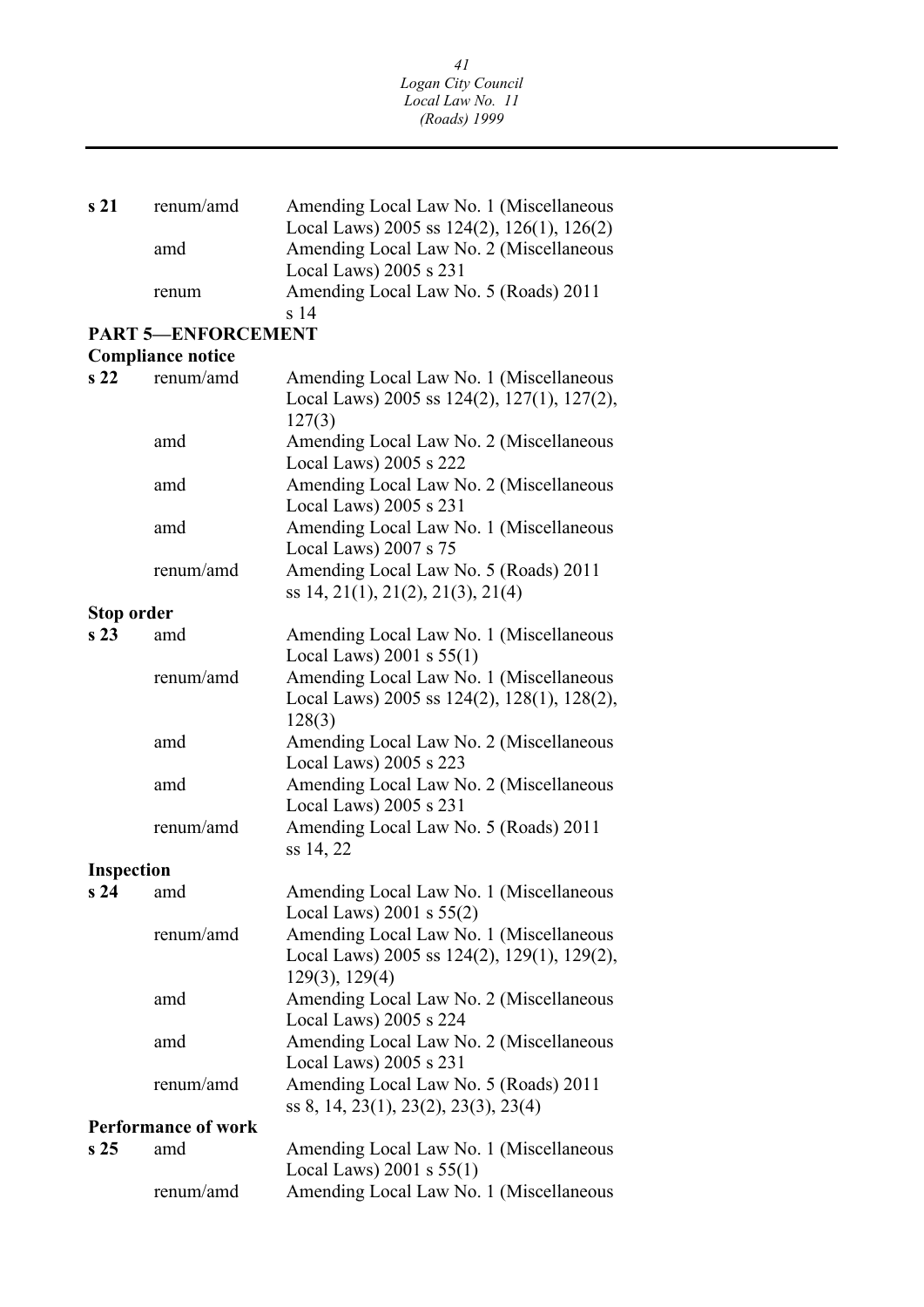| | | |
|---|---|---|
| **s 21** | renum/amd | Amending Local Law No. 1 (Miscellaneous Local Laws) 2005 ss 124(2), 126(1), 126(2) |
| | amd | Amending Local Law No. 2 (Miscellaneous Local Laws) 2005 s 231 |
| | renum | Amending Local Law No. 5 (Roads) 2011 s 14 |
| **PART 5—ENFORCEMENT** | | |
| **Compliance notice** | | |
| **s 22** | renum/amd | Amending Local Law No. 1 (Miscellaneous Local Laws) 2005 ss 124(2), 127(1), 127(2), 127(3) |
| | amd | Amending Local Law No. 2 (Miscellaneous Local Laws) 2005 s 222 |
| | amd | Amending Local Law No. 2 (Miscellaneous Local Laws) 2005 s 231 |
| | amd | Amending Local Law No. 1 (Miscellaneous Local Laws) 2007 s 75 |
| | renum/amd | Amending Local Law No. 5 (Roads) 2011 ss 14, 21(1), 21(2), 21(3), 21(4) |
| **Stop order** | | |
| **s 23** | amd | Amending Local Law No. 1 (Miscellaneous Local Laws) 2001 s 55(1) |
| | renum/amd | Amending Local Law No. 1 (Miscellaneous Local Laws) 2005 ss 124(2), 128(1), 128(2), 128(3) |
| | amd | Amending Local Law No. 2 (Miscellaneous Local Laws) 2005 s 223 |
| | amd | Amending Local Law No. 2 (Miscellaneous Local Laws) 2005 s 231 |
| | renum/amd | Amending Local Law No. 5 (Roads) 2011 ss 14, 22 |
| **Inspection** | | |
| **s 24** | amd | Amending Local Law No. 1 (Miscellaneous Local Laws) 2001 s 55(2) |
| | renum/amd | Amending Local Law No. 1 (Miscellaneous Local Laws) 2005 ss 124(2), 129(1), 129(2), 129(3), 129(4) |
| | amd | Amending Local Law No. 2 (Miscellaneous Local Laws) 2005 s 224 |
| | amd | Amending Local Law No. 2 (Miscellaneous Local Laws) 2005 s 231 |
| | renum/amd | Amending Local Law No. 5 (Roads) 2011 ss 8, 14, 23(1), 23(2), 23(3), 23(4) |
| **Performance of work** | | |
| **s 25** | amd | Amending Local Law No. 1 (Miscellaneous Local Laws) 2001 s 55(1) |
| | renum/amd | Amending Local Law No. 1 (Miscellaneous |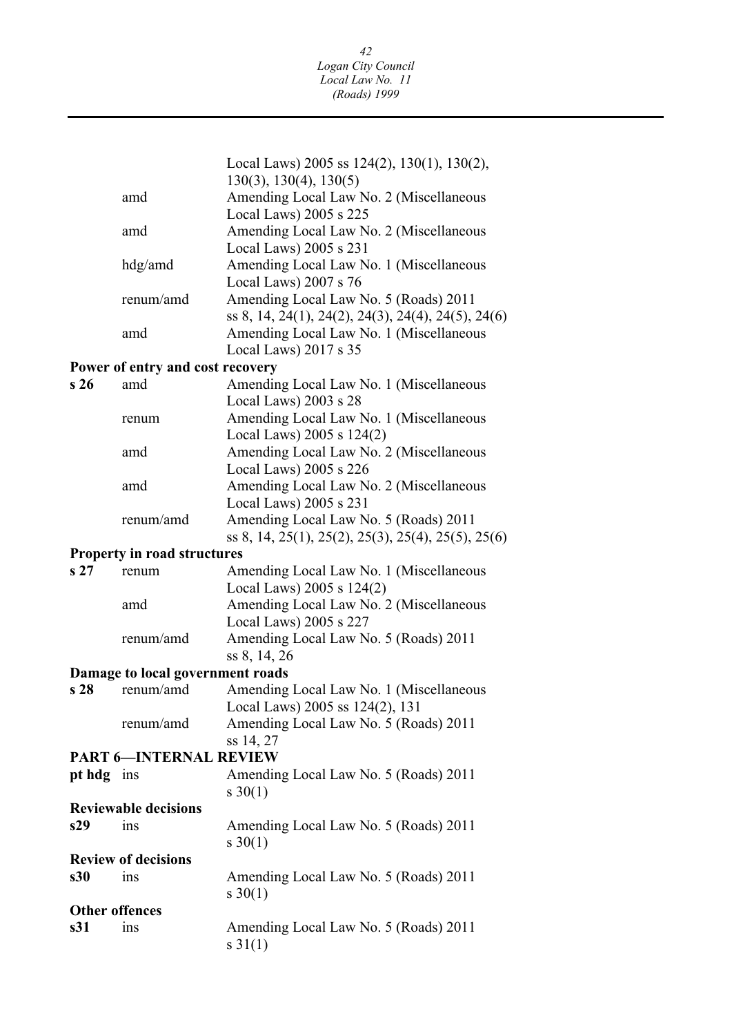| | | |
|---|---|---|
| | | Local Laws) 2005 ss 124(2), 130(1), 130(2), 130(3), 130(4), 130(5) |
| | amd | Amending Local Law No. 2 (Miscellaneous Local Laws) 2005 s 225 |
| | amd | Amending Local Law No. 2 (Miscellaneous Local Laws) 2005 s 231 |
| | hdg/amd | Amending Local Law No. 1 (Miscellaneous Local Laws) 2007 s 76 |
| | renum/amd | Amending Local Law No. 5 (Roads) 2011 ss 8, 14, 24(1), 24(2), 24(3), 24(4), 24(5), 24(6) |
| | amd | Amending Local Law No. 1 (Miscellaneous Local Laws) 2017 s 35 |
| **Power of entry and cost recovery** | | |
| **s 26** | amd | Amending Local Law No. 1 (Miscellaneous Local Laws) 2003 s 28 |
| | renum | Amending Local Law No. 1 (Miscellaneous Local Laws) 2005 s 124(2) |
| | amd | Amending Local Law No. 2 (Miscellaneous Local Laws) 2005 s 226 |
| | amd | Amending Local Law No. 2 (Miscellaneous Local Laws) 2005 s 231 |
| | renum/amd | Amending Local Law No. 5 (Roads) 2011 ss 8, 14, 25(1), 25(2), 25(3), 25(4), 25(5), 25(6) |
| **Property in road structures** | | |
| **s 27** | renum | Amending Local Law No. 1 (Miscellaneous Local Laws) 2005 s 124(2) |
| | amd | Amending Local Law No. 2 (Miscellaneous Local Laws) 2005 s 227 |
| | renum/amd | Amending Local Law No. 5 (Roads) 2011 ss 8, 14, 26 |
| **Damage to local government roads** | | |
| **s 28** | renum/amd | Amending Local Law No. 1 (Miscellaneous Local Laws) 2005 ss 124(2), 131 |
| | renum/amd | Amending Local Law No. 5 (Roads) 2011 ss 14, 27 |
| **PART 6—INTERNAL REVIEW** | | |
| **pt hdg** | ins | Amending Local Law No. 5 (Roads) 2011 s 30(1) |
| **Reviewable decisions** | | |
| **s29** | ins | Amending Local Law No. 5 (Roads) 2011 s 30(1) |
| **Review of decisions** | | |
| **s30** | ins | Amending Local Law No. 5 (Roads) 2011 s 30(1) |
| **Other offences** | | |
| **s31** | ins | Amending Local Law No. 5 (Roads) 2011 s 31(1) |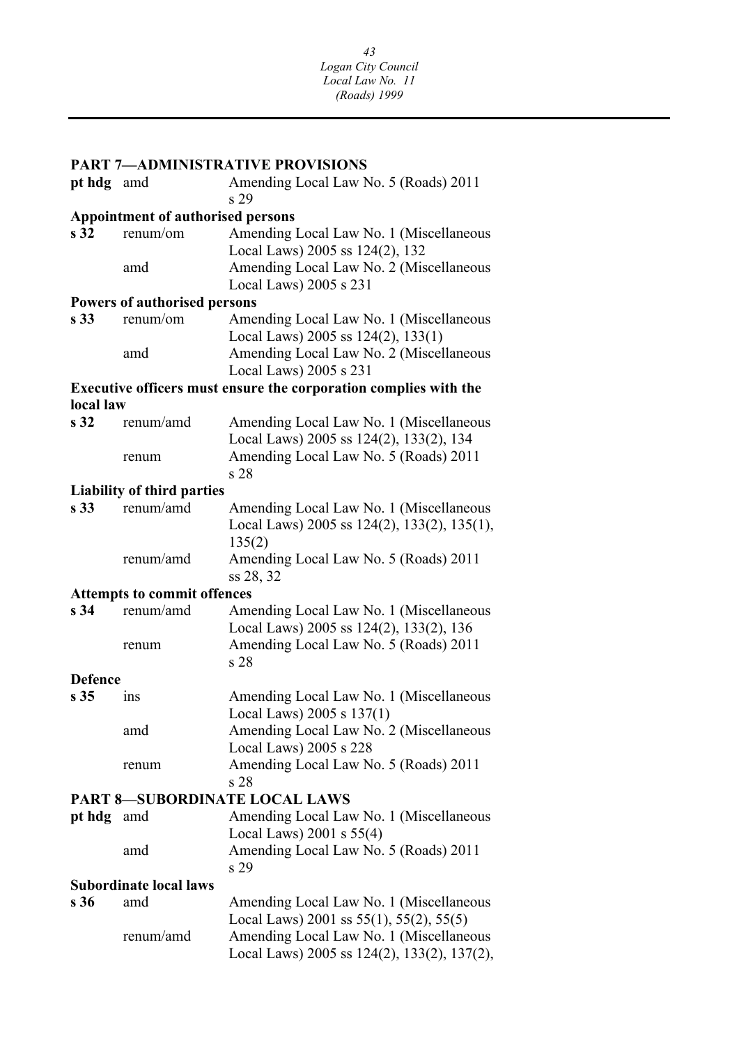**PART 7—ADMINISTRATIVE PROVISIONS**

| | | |
|---|---|---|
| **pt hdg** | amd | Amending Local Law No. 5 (Roads) 2011 s 29 |

**Appointment of authorised persons**

| | | |
|---|---|---|
| **s 32** | renum/om | Amending Local Law No. 1 (Miscellaneous Local Laws) 2005 ss 124(2), 132 |
| | amd | Amending Local Law No. 2 (Miscellaneous Local Laws) 2005 s 231 |

**Powers of authorised persons**

| | | |
|---|---|---|
| **s 33** | renum/om | Amending Local Law No. 1 (Miscellaneous Local Laws) 2005 ss 124(2), 133(1) |
| | amd | Amending Local Law No. 2 (Miscellaneous Local Laws) 2005 s 231 |

**Executive officers must ensure the corporation complies with the local law**

| | | |
|---|---|---|
| **s 32** | renum/amd | Amending Local Law No. 1 (Miscellaneous Local Laws) 2005 ss 124(2), 133(2), 134 |
| | renum | Amending Local Law No. 5 (Roads) 2011 s 28 |

**Liability of third parties**

| | | |
|---|---|---|
| **s 33** | renum/amd | Amending Local Law No. 1 (Miscellaneous Local Laws) 2005 ss 124(2), 133(2), 135(1), 135(2) |
| | renum/amd | Amending Local Law No. 5 (Roads) 2011 ss 28, 32 |

**Attempts to commit offences**

| | | |
|---|---|---|
| **s 34** | renum/amd | Amending Local Law No. 1 (Miscellaneous Local Laws) 2005 ss 124(2), 133(2), 136 |
| | renum | Amending Local Law No. 5 (Roads) 2011 s 28 |

**Defence**

| | | |
|---|---|---|
| **s 35** | ins | Amending Local Law No. 1 (Miscellaneous Local Laws) 2005 s 137(1) |
| | amd | Amending Local Law No. 2 (Miscellaneous Local Laws) 2005 s 228 |
| | renum | Amending Local Law No. 5 (Roads) 2011 s 28 |

**PART 8—SUBORDINATE LOCAL LAWS**

| | | |
|---|---|---|
| **pt hdg** | amd | Amending Local Law No. 1 (Miscellaneous Local Laws) 2001 s 55(4) |
| | amd | Amending Local Law No. 5 (Roads) 2011 s 29 |

**Subordinate local laws**

| | | |
|---|---|---|
| **s 36** | amd | Amending Local Law No. 1 (Miscellaneous Local Laws) 2001 ss 55(1), 55(2), 55(5) |
| | renum/amd | Amending Local Law No. 1 (Miscellaneous Local Laws) 2005 ss 124(2), 133(2), 137(2), |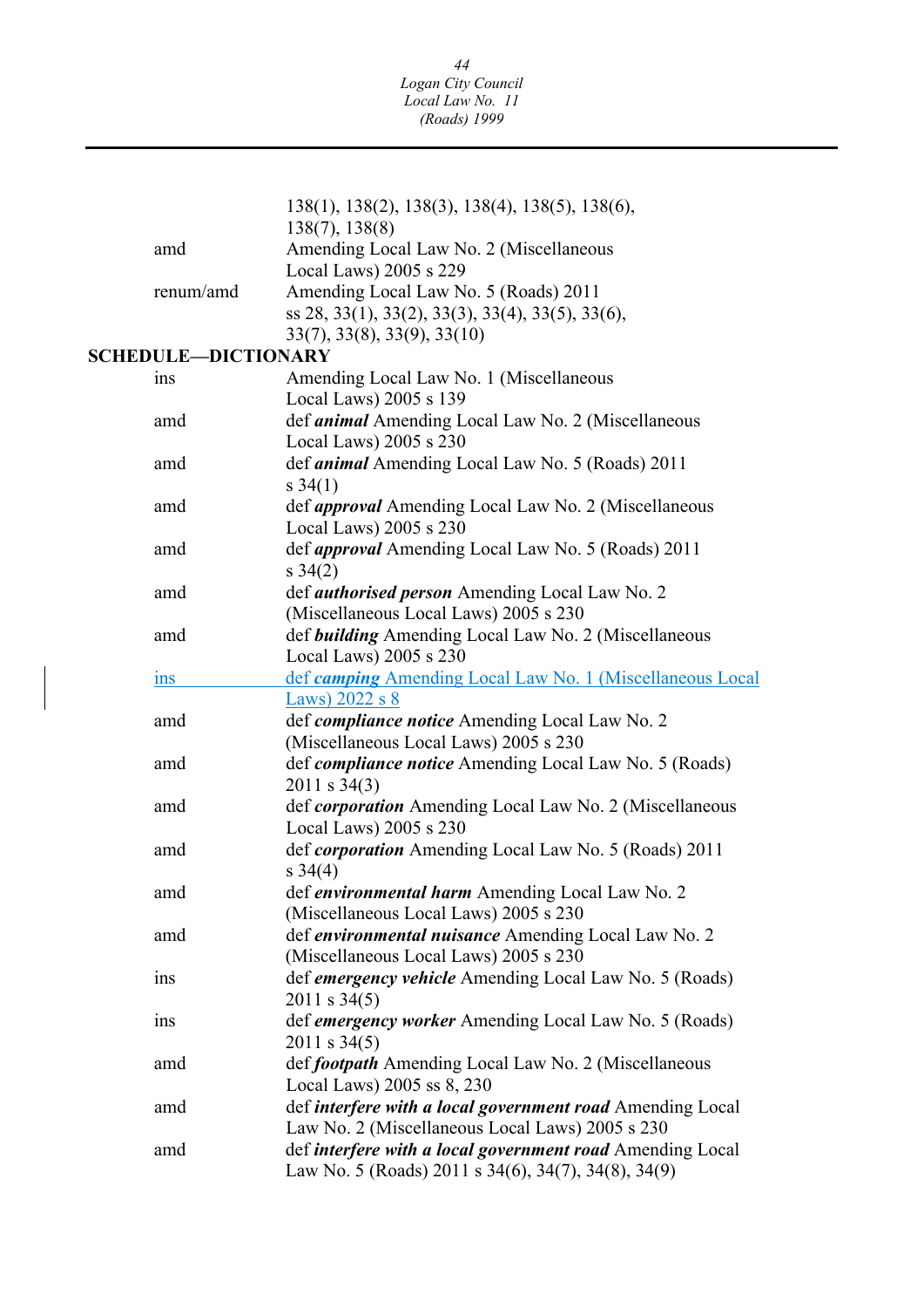| | |
|---|---|
| | 138(1), 138(2), 138(3), 138(4), 138(5), 138(6), 138(7), 138(8) |
| amd | Amending Local Law No. 2 (Miscellaneous Local Laws) 2005 s 229 |
| renum/amd | Amending Local Law No. 5 (Roads) 2011 ss 28, 33(1), 33(2), 33(3), 33(4), 33(5), 33(6), 33(7), 33(8), 33(9), 33(10) |

**SCHEDULE—DICTIONARY**

| | |
|---|---|
| ins | Amending Local Law No. 1 (Miscellaneous Local Laws) 2005 s 139 |
| amd | def ***animal*** Amending Local Law No. 2 (Miscellaneous Local Laws) 2005 s 230 |
| amd | def ***animal*** Amending Local Law No. 5 (Roads) 2011 s 34(1) |
| amd | def ***approval*** Amending Local Law No. 2 (Miscellaneous Local Laws) 2005 s 230 |
| amd | def ***approval*** Amending Local Law No. 5 (Roads) 2011 s 34(2) |
| amd | def ***authorised person*** Amending Local Law No. 2 (Miscellaneous Local Laws) 2005 s 230 |
| amd | def ***building*** Amending Local Law No. 2 (Miscellaneous Local Laws) 2005 s 230 |
| ins | def ***camping*** Amending Local Law No. 1 (Miscellaneous Local Laws) 2022 s 8 |
| amd | def ***compliance notice*** Amending Local Law No. 2 (Miscellaneous Local Laws) 2005 s 230 |
| amd | def ***compliance notice*** Amending Local Law No. 5 (Roads) 2011 s 34(3) |
| amd | def ***corporation*** Amending Local Law No. 2 (Miscellaneous Local Laws) 2005 s 230 |
| amd | def ***corporation*** Amending Local Law No. 5 (Roads) 2011 s 34(4) |
| amd | def ***environmental harm*** Amending Local Law No. 2 (Miscellaneous Local Laws) 2005 s 230 |
| amd | def ***environmental nuisance*** Amending Local Law No. 2 (Miscellaneous Local Laws) 2005 s 230 |
| ins | def ***emergency vehicle*** Amending Local Law No. 5 (Roads) 2011 s 34(5) |
| ins | def ***emergency worker*** Amending Local Law No. 5 (Roads) 2011 s 34(5) |
| amd | def ***footpath*** Amending Local Law No. 2 (Miscellaneous Local Laws) 2005 ss 8, 230 |
| amd | def ***interfere with a local government road*** Amending Local Law No. 2 (Miscellaneous Local Laws) 2005 s 230 |
| amd | def ***interfere with a local government road*** Amending Local Law No. 5 (Roads) 2011 s 34(6), 34(7), 34(8), 34(9) |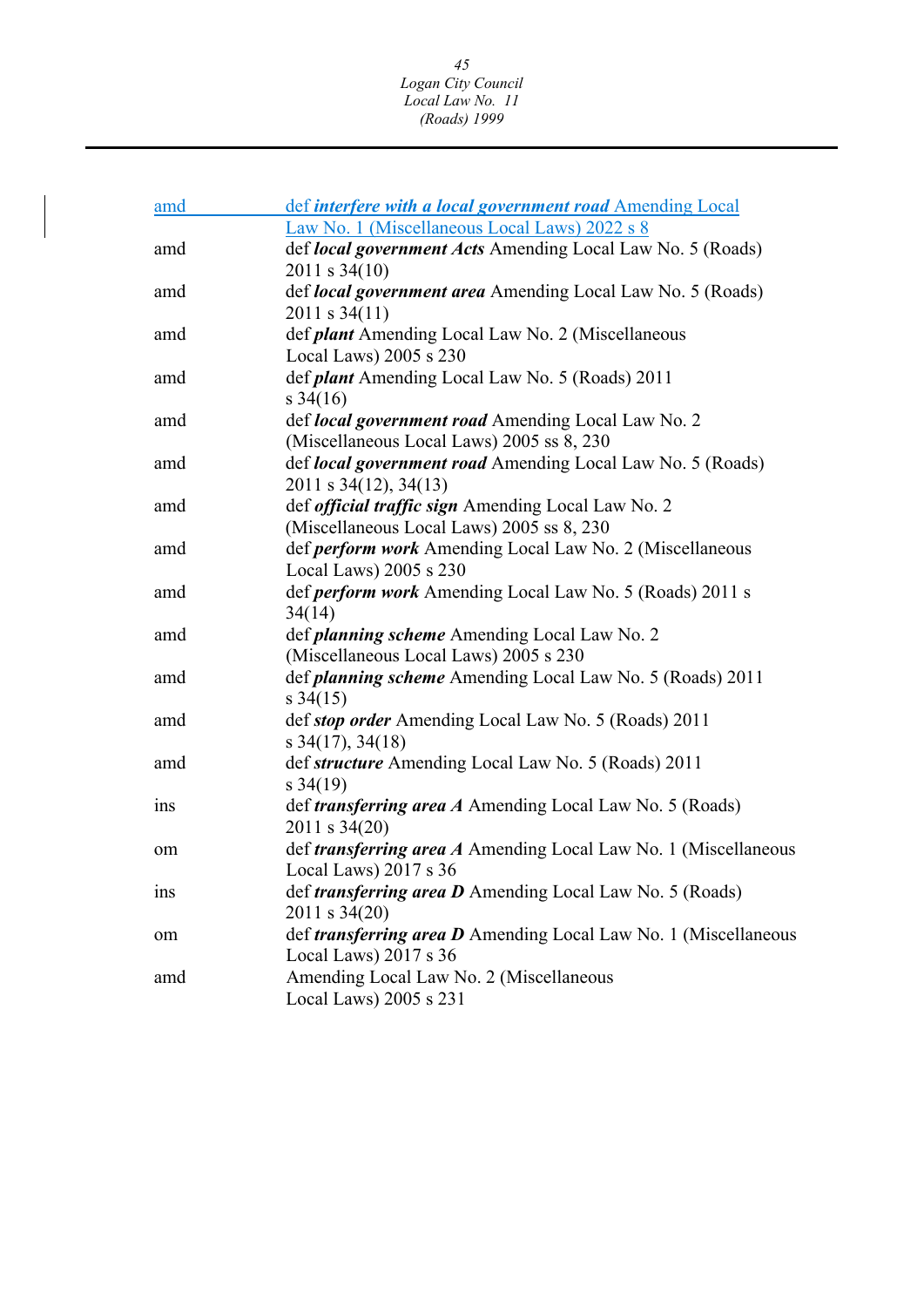| | |
|---|---|
| amd | def ***interfere with a local government road*** Amending Local Law No. 1 (Miscellaneous Local Laws) 2022 s 8 |
| amd | def ***local government Acts*** Amending Local Law No. 5 (Roads) 2011 s 34(10) |
| amd | def ***local government area*** Amending Local Law No. 5 (Roads) 2011 s 34(11) |
| amd | def ***plant*** Amending Local Law No. 2 (Miscellaneous Local Laws) 2005 s 230 |
| amd | def ***plant*** Amending Local Law No. 5 (Roads) 2011 s 34(16) |
| amd | def ***local government road*** Amending Local Law No. 2 (Miscellaneous Local Laws) 2005 ss 8, 230 |
| amd | def ***local government road*** Amending Local Law No. 5 (Roads) 2011 s 34(12), 34(13) |
| amd | def ***official traffic sign*** Amending Local Law No. 2 (Miscellaneous Local Laws) 2005 ss 8, 230 |
| amd | def ***perform work*** Amending Local Law No. 2 (Miscellaneous Local Laws) 2005 s 230 |
| amd | def ***perform work*** Amending Local Law No. 5 (Roads) 2011 s 34(14) |
| amd | def ***planning scheme*** Amending Local Law No. 2 (Miscellaneous Local Laws) 2005 s 230 |
| amd | def ***planning scheme*** Amending Local Law No. 5 (Roads) 2011 s 34(15) |
| amd | def ***stop order*** Amending Local Law No. 5 (Roads) 2011 s 34(17), 34(18) |
| amd | def ***structure*** Amending Local Law No. 5 (Roads) 2011 s 34(19) |
| ins | def ***transferring area A*** Amending Local Law No. 5 (Roads) 2011 s 34(20) |
| om | def ***transferring area A*** Amending Local Law No. 1 (Miscellaneous Local Laws) 2017 s 36 |
| ins | def ***transferring area D*** Amending Local Law No. 5 (Roads) 2011 s 34(20) |
| om | def ***transferring area D*** Amending Local Law No. 1 (Miscellaneous Local Laws) 2017 s 36 |
| amd | Amending Local Law No. 2 (Miscellaneous Local Laws) 2005 s 231 |